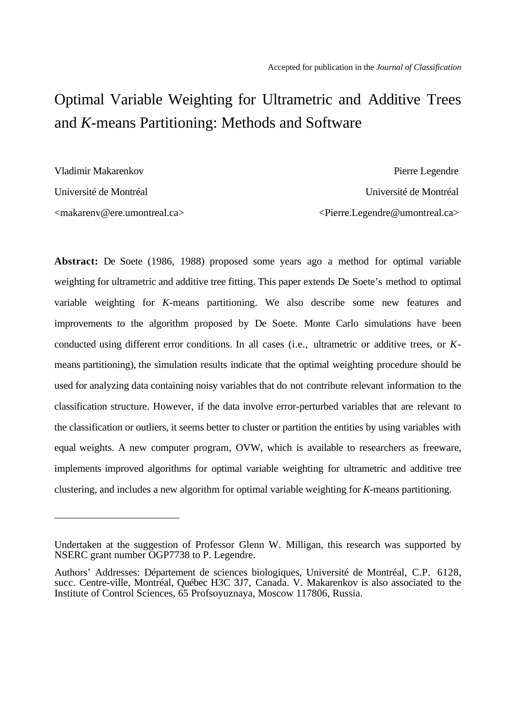Accepted for publication in the *Journal of Classification*

# Optimal Variable Weighting for Ultrametric and Additive Trees and *K*-means Partitioning: Methods and Software

Vladimir Makarenkov
Université de Montréal
<makarenv@ere.umontreal.ca>

Pierre Legendre
Université de Montréal
<Pierre.Legendre@umontreal.ca>

**Abstract:** De Soete (1986, 1988) proposed some years ago a method for optimal variable weighting for ultrametric and additive tree fitting. This paper extends De Soete's method to optimal variable weighting for *K*-means partitioning. We also describe some new features and improvements to the algorithm proposed by De Soete. Monte Carlo simulations have been conducted using different error conditions. In all cases (i.e., ultrametric or additive trees, or *K*-means partitioning), the simulation results indicate that the optimal weighting procedure should be used for analyzing data containing noisy variables that do not contribute relevant information to the classification structure. However, if the data involve error-perturbed variables that are relevant to the classification or outliers, it seems better to cluster or partition the entities by using variables with equal weights. A new computer program, OVW, which is available to researchers as freeware, implements improved algorithms for optimal variable weighting for ultrametric and additive tree clustering, and includes a new algorithm for optimal variable weighting for *K*-means partitioning.

---

Undertaken at the suggestion of Professor Glenn W. Milligan, this research was supported by NSERC grant number OGP7738 to P. Legendre.

Authors' Addresses: Département de sciences biologiques, Université de Montréal, C.P. 6128, succ. Centre-ville, Montréal, Québec H3C 3J7, Canada. V. Makarenkov is also associated to the Institute of Control Sciences, 65 Profsoyuznaya, Moscow 117806, Russia.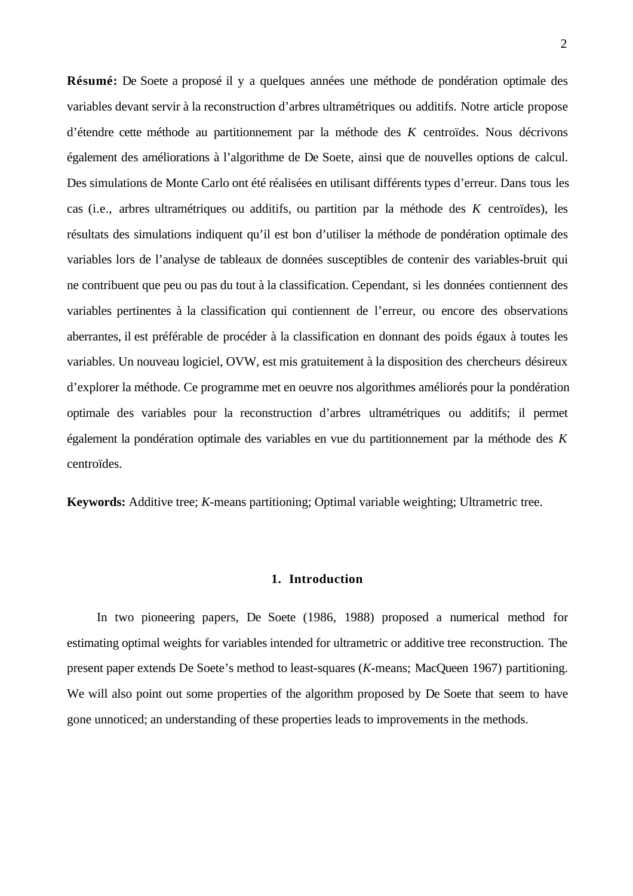**Résumé:** De Soete a proposé il y a quelques années une méthode de pondération optimale des variables devant servir à la reconstruction d'arbres ultramétriques ou additifs. Notre article propose d'étendre cette méthode au partitionnement par la méthode des *K* centroïdes. Nous décrivons également des améliorations à l'algorithme de De Soete, ainsi que de nouvelles options de calcul. Des simulations de Monte Carlo ont été réalisées en utilisant différents types d'erreur. Dans tous les cas (i.e., arbres ultramétriques ou additifs, ou partition par la méthode des *K* centroïdes), les résultats des simulations indiquent qu'il est bon d'utiliser la méthode de pondération optimale des variables lors de l'analyse de tableaux de données susceptibles de contenir des variables-bruit qui ne contribuent que peu ou pas du tout à la classification. Cependant, si les données contiennent des variables pertinentes à la classification qui contiennent de l'erreur, ou encore des observations aberrantes, il est préférable de procéder à la classification en donnant des poids égaux à toutes les variables. Un nouveau logiciel, OVW, est mis gratuitement à la disposition des chercheurs désireux d'explorer la méthode. Ce programme met en oeuvre nos algorithmes améliorés pour la pondération optimale des variables pour la reconstruction d'arbres ultramétriques ou additifs; il permet également la pondération optimale des variables en vue du partitionnement par la méthode des *K* centroïdes.

**Keywords:** Additive tree; *K*-means partitioning; Optimal variable weighting; Ultrametric tree.

## 1. Introduction

In two pioneering papers, De Soete (1986, 1988) proposed a numerical method for estimating optimal weights for variables intended for ultrametric or additive tree reconstruction. The present paper extends De Soete's method to least-squares (*K*-means; MacQueen 1967) partitioning. We will also point out some properties of the algorithm proposed by De Soete that seem to have gone unnoticed; an understanding of these properties leads to improvements in the methods.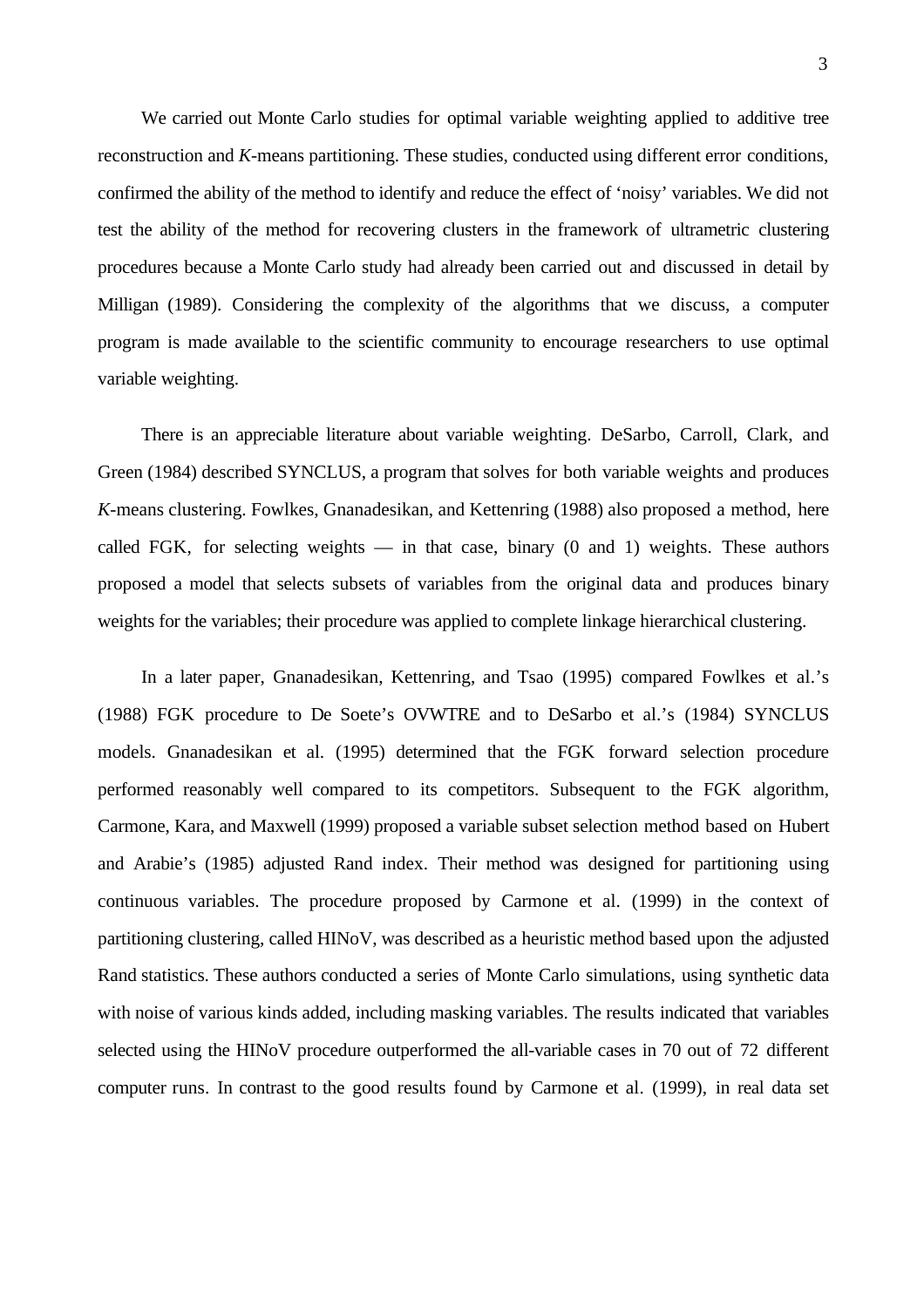We carried out Monte Carlo studies for optimal variable weighting applied to additive tree reconstruction and *K*-means partitioning. These studies, conducted using different error conditions, confirmed the ability of the method to identify and reduce the effect of 'noisy' variables. We did not test the ability of the method for recovering clusters in the framework of ultrametric clustering procedures because a Monte Carlo study had already been carried out and discussed in detail by Milligan (1989). Considering the complexity of the algorithms that we discuss, a computer program is made available to the scientific community to encourage researchers to use optimal variable weighting.

There is an appreciable literature about variable weighting. DeSarbo, Carroll, Clark, and Green (1984) described SYNCLUS, a program that solves for both variable weights and produces *K*-means clustering. Fowlkes, Gnanadesikan, and Kettenring (1988) also proposed a method, here called FGK, for selecting weights — in that case, binary (0 and 1) weights. These authors proposed a model that selects subsets of variables from the original data and produces binary weights for the variables; their procedure was applied to complete linkage hierarchical clustering.

In a later paper, Gnanadesikan, Kettenring, and Tsao (1995) compared Fowlkes et al.'s (1988) FGK procedure to De Soete's OVWTRE and to DeSarbo et al.'s (1984) SYNCLUS models. Gnanadesikan et al. (1995) determined that the FGK forward selection procedure performed reasonably well compared to its competitors. Subsequent to the FGK algorithm, Carmone, Kara, and Maxwell (1999) proposed a variable subset selection method based on Hubert and Arabie's (1985) adjusted Rand index. Their method was designed for partitioning using continuous variables. The procedure proposed by Carmone et al. (1999) in the context of partitioning clustering, called HINoV, was described as a heuristic method based upon the adjusted Rand statistics. These authors conducted a series of Monte Carlo simulations, using synthetic data with noise of various kinds added, including masking variables. The results indicated that variables selected using the HINoV procedure outperformed the all-variable cases in 70 out of 72 different computer runs. In contrast to the good results found by Carmone et al. (1999), in real data set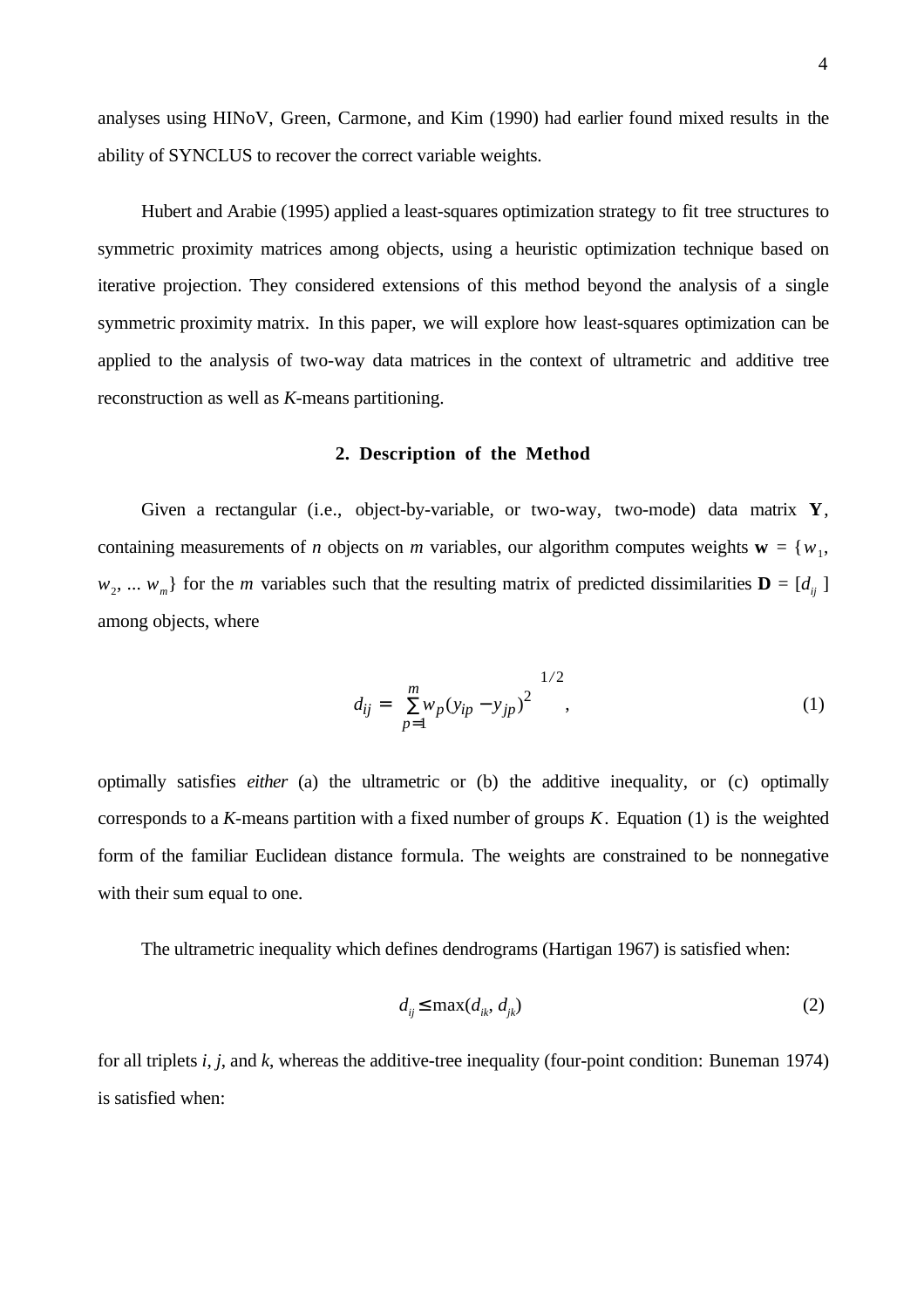analyses using HINoV, Green, Carmone, and Kim (1990) had earlier found mixed results in the ability of SYNCLUS to recover the correct variable weights.

Hubert and Arabie (1995) applied a least-squares optimization strategy to fit tree structures to symmetric proximity matrices among objects, using a heuristic optimization technique based on iterative projection. They considered extensions of this method beyond the analysis of a single symmetric proximity matrix. In this paper, we will explore how least-squares optimization can be applied to the analysis of two-way data matrices in the context of ultrametric and additive tree reconstruction as well as *K*-means partitioning.

## 2. Description of the Method

Given a rectangular (i.e., object-by-variable, or two-way, two-mode) data matrix $\mathbf{Y}$, containing measurements of $n$ objects on $m$ variables, our algorithm computes weights $\mathbf{w} = \{w_1, w_2, \ldots w_m\}$ for the $m$ variables such that the resulting matrix of predicted dissimilarities $\mathbf{D} = [d_{ij}]$ among objects, where

$$d_{ij} = \left[ \sum_{p=1}^{m} w_p (y_{ip} - y_{jp})^2 \right]^{1/2}, \tag{1}$$

optimally satisfies *either* (a) the ultrametric or (b) the additive inequality, or (c) optimally corresponds to a *K*-means partition with a fixed number of groups $K$. Equation (1) is the weighted form of the familiar Euclidean distance formula. The weights are constrained to be nonnegative with their sum equal to one.

The ultrametric inequality which defines dendrograms (Hartigan 1967) is satisfied when:

$$d_{ij} \leq \max(d_{ik}, d_{jk}) \tag{2}$$

for all triplets *i*, *j*, and *k*, whereas the additive-tree inequality (four-point condition: Buneman 1974) is satisfied when: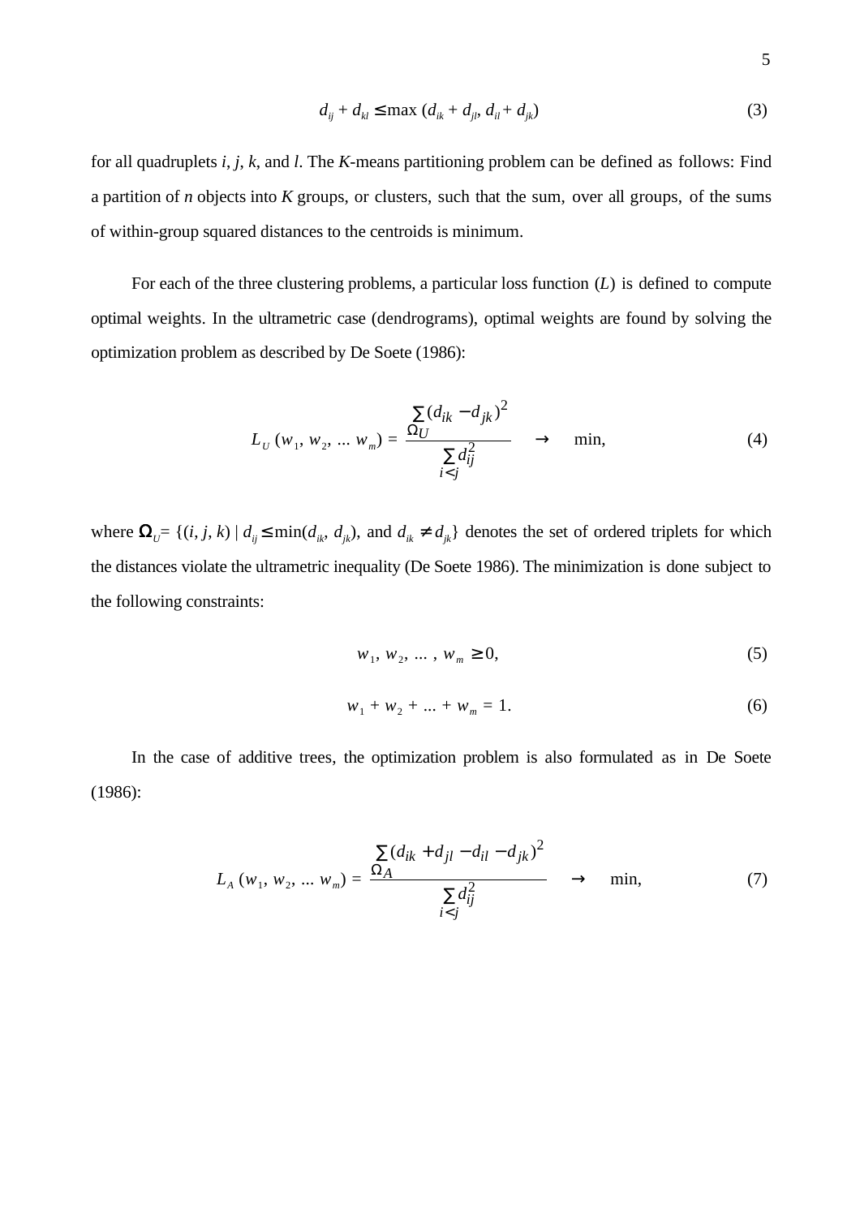$$d_{ij} + d_{kl} \leq \max\,(d_{ik} + d_{jl},\, d_{il} + d_{jk}) \tag{3}$$

for all quadruplets $i$, $j$, $k$, and $l$. The $K$-means partitioning problem can be defined as follows: Find a partition of $n$ objects into $K$ groups, or clusters, such that the sum, over all groups, of the sums of within-group squared distances to the centroids is minimum.

For each of the three clustering problems, a particular loss function ($L$) is defined to compute optimal weights. In the ultrametric case (dendrograms), optimal weights are found by solving the optimization problem as described by De Soete (1986):

$$L_U\,(w_1,\, w_2,\, \ldots\, w_m) = \frac{\sum_{\Omega_U} (d_{ik} - d_{jk})^2}{\sum_{i<j} d_{ij}^2} \quad \rightarrow \quad \min, \tag{4}$$

where $\Omega_U = \{(i, j, k) \mid d_{ij} \leq \min(d_{ik}, d_{jk})$, and $d_{ik} \neq d_{jk}\}$ denotes the set of ordered triplets for which the distances violate the ultrametric inequality (De Soete 1986). The minimization is done subject to the following constraints:

$$w_1,\, w_2,\, \ldots\, ,\, w_m \geq 0, \tag{5}$$

$$w_1 + w_2 + \ldots + w_m = 1. \tag{6}$$

In the case of additive trees, the optimization problem is also formulated as in De Soete (1986):

$$L_A\,(w_1,\, w_2,\, \ldots\, w_m) = \frac{\sum_{\Omega_A} (d_{ik} + d_{jl} - d_{il} - d_{jk})^2}{\sum_{i<j} d_{ij}^2} \quad \rightarrow \quad \min, \tag{7}$$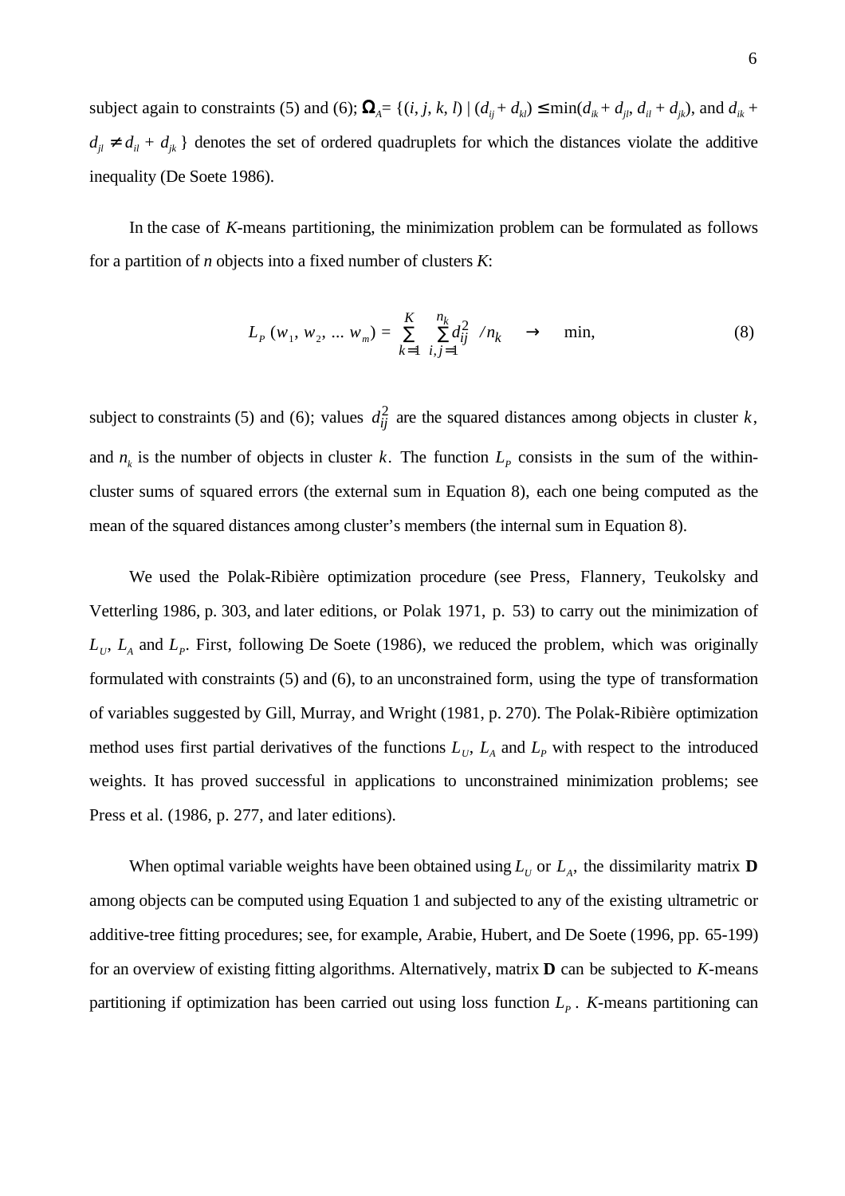subject again to constraints (5) and (6); $\Omega_A = \{(i, j, k, l) \mid (d_{ij} + d_{kl}) \leq \min(d_{ik} + d_{jl}, d_{il} + d_{jk})$, and $d_{ik} + d_{jl} \neq d_{il} + d_{jk}\}$ denotes the set of ordered quadruplets for which the distances violate the additive inequality (De Soete 1986).

In the case of *K*-means partitioning, the minimization problem can be formulated as follows for a partition of *n* objects into a fixed number of clusters *K*:

$$L_P\,(w_1, w_2, \ldots w_m) = \sum_{k=1}^{K} \sum_{i,j=1}^{n_k} d_{ij}^2 \;/ n_k \quad \to \quad \min, \tag{8}$$

subject to constraints (5) and (6); values $d_{ij}^2$ are the squared distances among objects in cluster $k$, and $n_k$ is the number of objects in cluster $k$. The function $L_P$ consists in the sum of the within-cluster sums of squared errors (the external sum in Equation 8), each one being computed as the mean of the squared distances among cluster's members (the internal sum in Equation 8).

We used the Polak-Ribière optimization procedure (see Press, Flannery, Teukolsky and Vetterling 1986, p. 303, and later editions, or Polak 1971, p. 53) to carry out the minimization of $L_U$, $L_A$ and $L_P$. First, following De Soete (1986), we reduced the problem, which was originally formulated with constraints (5) and (6), to an unconstrained form, using the type of transformation of variables suggested by Gill, Murray, and Wright (1981, p. 270). The Polak-Ribière optimization method uses first partial derivatives of the functions $L_U$, $L_A$ and $L_P$ with respect to the introduced weights. It has proved successful in applications to unconstrained minimization problems; see Press et al. (1986, p. 277, and later editions).

When optimal variable weights have been obtained using $L_U$ or $L_A$, the dissimilarity matrix **D** among objects can be computed using Equation 1 and subjected to any of the existing ultrametric or additive-tree fitting procedures; see, for example, Arabie, Hubert, and De Soete (1996, pp. 65-199) for an overview of existing fitting algorithms. Alternatively, matrix **D** can be subjected to *K*-means partitioning if optimization has been carried out using loss function $L_P$. *K*-means partitioning can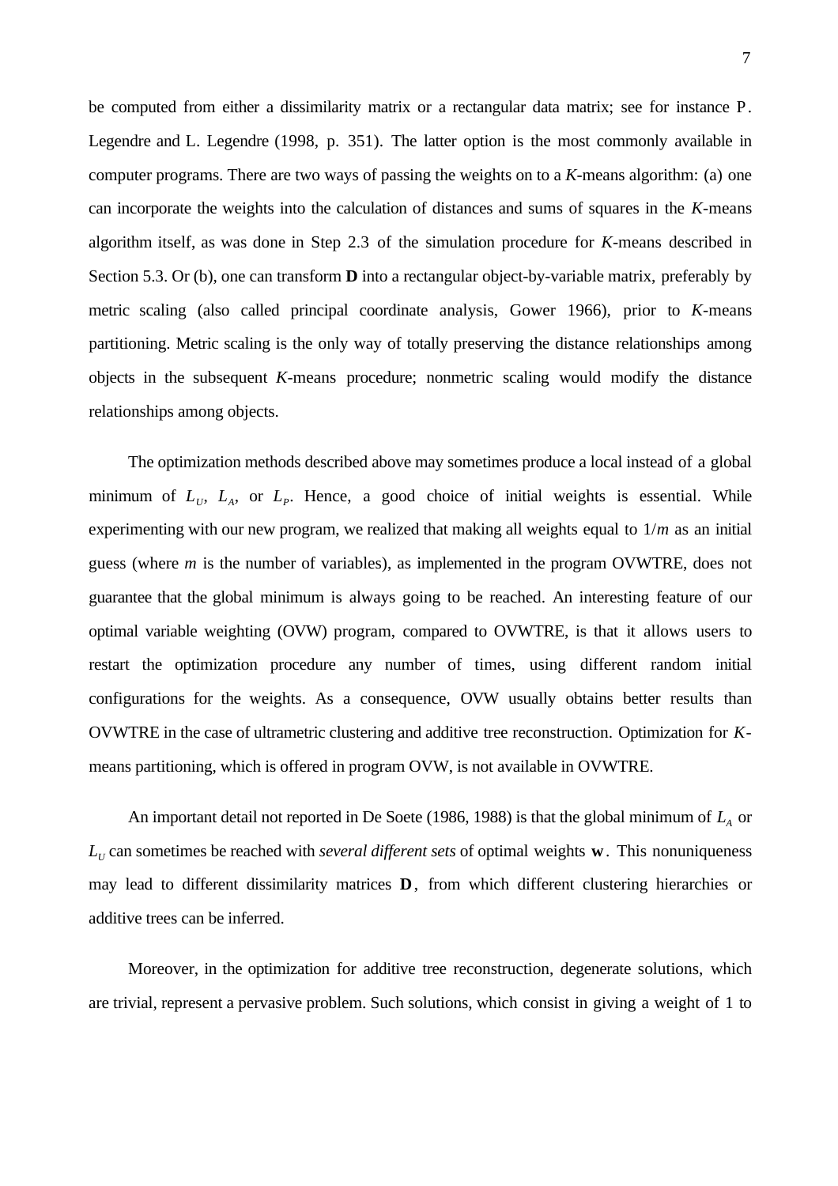be computed from either a dissimilarity matrix or a rectangular data matrix; see for instance P. Legendre and L. Legendre (1998, p. 351). The latter option is the most commonly available in computer programs. There are two ways of passing the weights on to a *K*-means algorithm: (a) one can incorporate the weights into the calculation of distances and sums of squares in the *K*-means algorithm itself, as was done in Step 2.3 of the simulation procedure for *K*-means described in Section 5.3. Or (b), one can transform **D** into a rectangular object-by-variable matrix, preferably by metric scaling (also called principal coordinate analysis, Gower 1966), prior to *K*-means partitioning. Metric scaling is the only way of totally preserving the distance relationships among objects in the subsequent *K*-means procedure; nonmetric scaling would modify the distance relationships among objects.

The optimization methods described above may sometimes produce a local instead of a global minimum of $L_U$, $L_A$, or $L_P$. Hence, a good choice of initial weights is essential. While experimenting with our new program, we realized that making all weights equal to $1/m$ as an initial guess (where $m$ is the number of variables), as implemented in the program OVWTRE, does not guarantee that the global minimum is always going to be reached. An interesting feature of our optimal variable weighting (OVW) program, compared to OVWTRE, is that it allows users to restart the optimization procedure any number of times, using different random initial configurations for the weights. As a consequence, OVW usually obtains better results than OVWTRE in the case of ultrametric clustering and additive tree reconstruction. Optimization for *K*-means partitioning, which is offered in program OVW, is not available in OVWTRE.

An important detail not reported in De Soete (1986, 1988) is that the global minimum of $L_A$ or $L_U$ can sometimes be reached with *several different sets* of optimal weights $\mathbf{w}$. This nonuniqueness may lead to different dissimilarity matrices $\mathbf{D}$, from which different clustering hierarchies or additive trees can be inferred.

Moreover, in the optimization for additive tree reconstruction, degenerate solutions, which are trivial, represent a pervasive problem. Such solutions, which consist in giving a weight of 1 to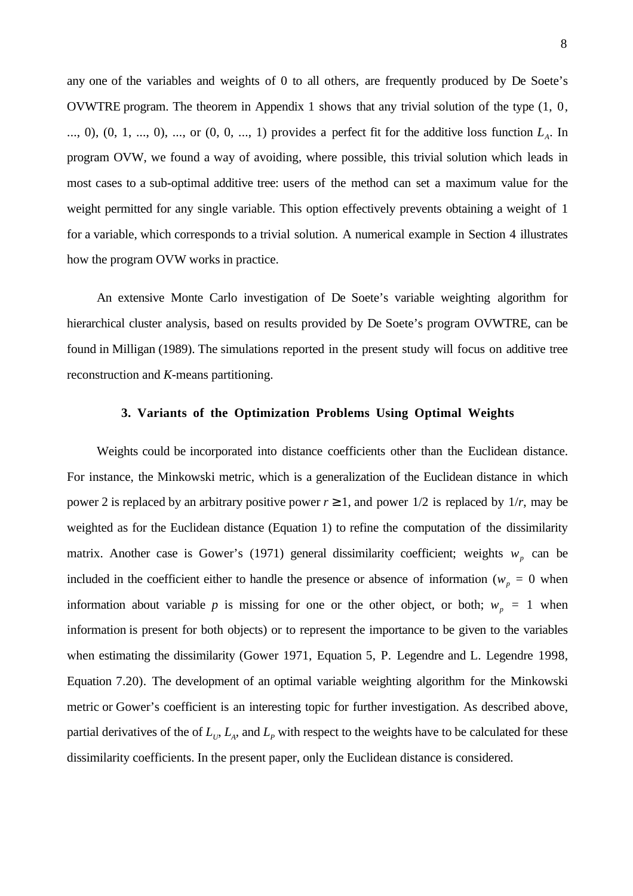any one of the variables and weights of 0 to all others, are frequently produced by De Soete's OVWTRE program. The theorem in Appendix 1 shows that any trivial solution of the type (1, 0, ..., 0), (0, 1, ..., 0), ..., or (0, 0, ..., 1) provides a perfect fit for the additive loss function $L_A$. In program OVW, we found a way of avoiding, where possible, this trivial solution which leads in most cases to a sub-optimal additive tree: users of the method can set a maximum value for the weight permitted for any single variable. This option effectively prevents obtaining a weight of 1 for a variable, which corresponds to a trivial solution. A numerical example in Section 4 illustrates how the program OVW works in practice.

An extensive Monte Carlo investigation of De Soete's variable weighting algorithm for hierarchical cluster analysis, based on results provided by De Soete's program OVWTRE, can be found in Milligan (1989). The simulations reported in the present study will focus on additive tree reconstruction and *K*-means partitioning.

## 3. Variants of the Optimization Problems Using Optimal Weights

Weights could be incorporated into distance coefficients other than the Euclidean distance. For instance, the Minkowski metric, which is a generalization of the Euclidean distance in which power 2 is replaced by an arbitrary positive power $r \geq 1$, and power 1/2 is replaced by $1/r$, may be weighted as for the Euclidean distance (Equation 1) to refine the computation of the dissimilarity matrix. Another case is Gower's (1971) general dissimilarity coefficient; weights $w_p$ can be included in the coefficient either to handle the presence or absence of information ($w_p = 0$ when information about variable $p$ is missing for one or the other object, or both; $w_p = 1$ when information is present for both objects) or to represent the importance to be given to the variables when estimating the dissimilarity (Gower 1971, Equation 5, P. Legendre and L. Legendre 1998, Equation 7.20). The development of an optimal variable weighting algorithm for the Minkowski metric or Gower's coefficient is an interesting topic for further investigation. As described above, partial derivatives of the of $L_U$, $L_A$, and $L_P$ with respect to the weights have to be calculated for these dissimilarity coefficients. In the present paper, only the Euclidean distance is considered.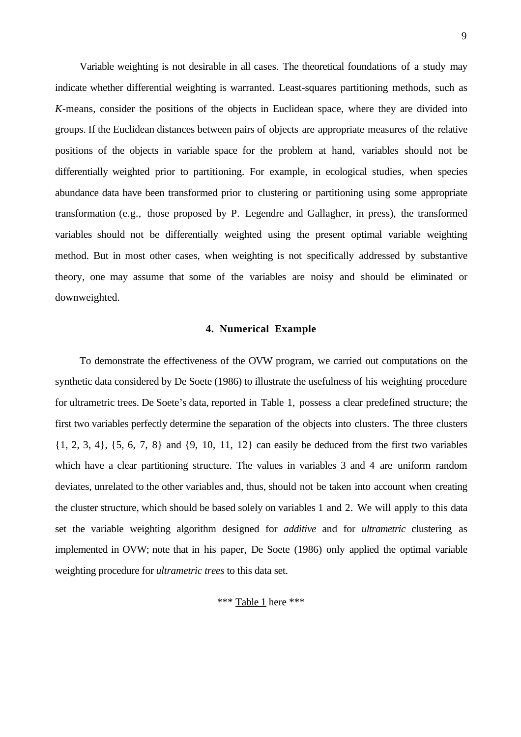Variable weighting is not desirable in all cases. The theoretical foundations of a study may indicate whether differential weighting is warranted. Least-squares partitioning methods, such as *K*-means, consider the positions of the objects in Euclidean space, where they are divided into groups. If the Euclidean distances between pairs of objects are appropriate measures of the relative positions of the objects in variable space for the problem at hand, variables should not be differentially weighted prior to partitioning. For example, in ecological studies, when species abundance data have been transformed prior to clustering or partitioning using some appropriate transformation (e.g., those proposed by P. Legendre and Gallagher, in press), the transformed variables should not be differentially weighted using the present optimal variable weighting method. But in most other cases, when weighting is not specifically addressed by substantive theory, one may assume that some of the variables are noisy and should be eliminated or downweighted.

## 4. Numerical Example

To demonstrate the effectiveness of the OVW program, we carried out computations on the synthetic data considered by De Soete (1986) to illustrate the usefulness of his weighting procedure for ultrametric trees. De Soete's data, reported in Table 1, possess a clear predefined structure; the first two variables perfectly determine the separation of the objects into clusters. The three clusters {1, 2, 3, 4}, {5, 6, 7, 8} and {9, 10, 11, 12} can easily be deduced from the first two variables which have a clear partitioning structure. The values in variables 3 and 4 are uniform random deviates, unrelated to the other variables and, thus, should not be taken into account when creating the cluster structure, which should be based solely on variables 1 and 2. We will apply to this data set the variable weighting algorithm designed for *additive* and for *ultrametric* clustering as implemented in OVW; note that in his paper, De Soete (1986) only applied the optimal variable weighting procedure for *ultrametric trees* to this data set.

*** Table 1 here ***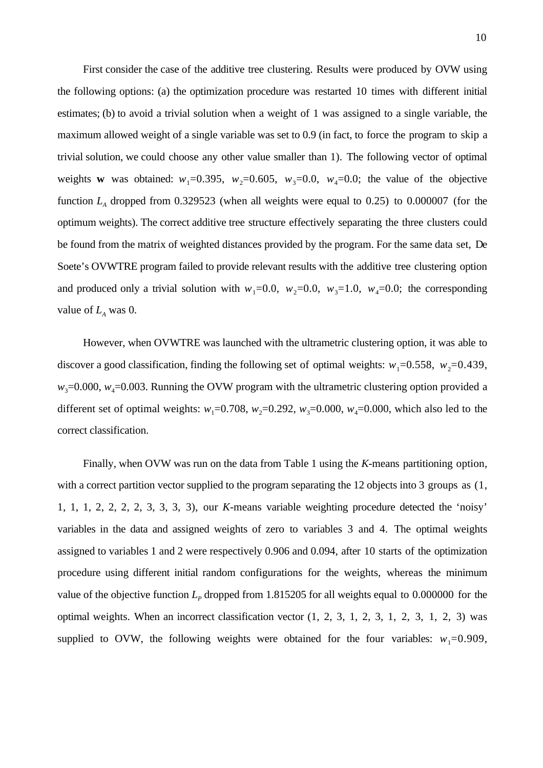First consider the case of the additive tree clustering. Results were produced by OVW using the following options: (a) the optimization procedure was restarted 10 times with different initial estimates; (b) to avoid a trivial solution when a weight of 1 was assigned to a single variable, the maximum allowed weight of a single variable was set to 0.9 (in fact, to force the program to skip a trivial solution, we could choose any other value smaller than 1). The following vector of optimal weights **w** was obtained: $w_1$=0.395, $w_2$=0.605, $w_3$=0.0, $w_4$=0.0; the value of the objective function $L_A$ dropped from 0.329523 (when all weights were equal to 0.25) to 0.000007 (for the optimum weights). The correct additive tree structure effectively separating the three clusters could be found from the matrix of weighted distances provided by the program. For the same data set, De Soete's OVWTRE program failed to provide relevant results with the additive tree clustering option and produced only a trivial solution with $w_1$=0.0, $w_2$=0.0, $w_3$=1.0, $w_4$=0.0; the corresponding value of $L_A$ was 0.

However, when OVWTRE was launched with the ultrametric clustering option, it was able to discover a good classification, finding the following set of optimal weights: $w_1$=0.558, $w_2$=0.439, $w_3$=0.000, $w_4$=0.003. Running the OVW program with the ultrametric clustering option provided a different set of optimal weights: $w_1$=0.708, $w_2$=0.292, $w_3$=0.000, $w_4$=0.000, which also led to the correct classification.

Finally, when OVW was run on the data from Table 1 using the *K*-means partitioning option, with a correct partition vector supplied to the program separating the 12 objects into 3 groups as (1, 1, 1, 1, 2, 2, 2, 2, 3, 3, 3, 3), our *K*-means variable weighting procedure detected the 'noisy' variables in the data and assigned weights of zero to variables 3 and 4. The optimal weights assigned to variables 1 and 2 were respectively 0.906 and 0.094, after 10 starts of the optimization procedure using different initial random configurations for the weights, whereas the minimum value of the objective function $L_P$ dropped from 1.815205 for all weights equal to 0.000000 for the optimal weights. When an incorrect classification vector (1, 2, 3, 1, 2, 3, 1, 2, 3, 1, 2, 3) was supplied to OVW, the following weights were obtained for the four variables: $w_1$=0.909,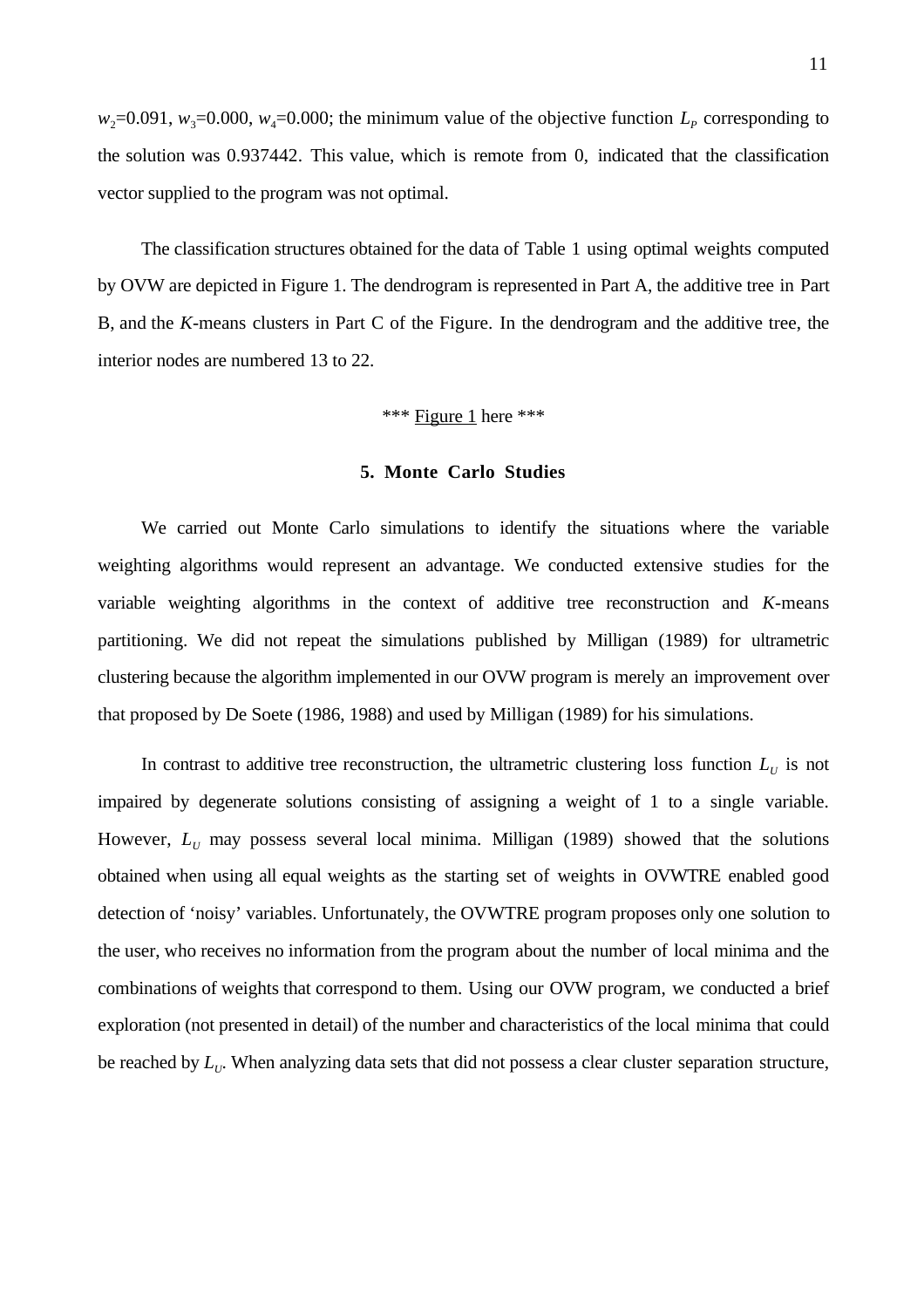$w_2$=0.091, $w_3$=0.000, $w_4$=0.000; the minimum value of the objective function $L_P$ corresponding to the solution was 0.937442. This value, which is remote from 0, indicated that the classification vector supplied to the program was not optimal.

The classification structures obtained for the data of Table 1 using optimal weights computed by OVW are depicted in Figure 1. The dendrogram is represented in Part A, the additive tree in Part B, and the *K*-means clusters in Part C of the Figure. In the dendrogram and the additive tree, the interior nodes are numbered 13 to 22.

*** Figure 1 here ***

## 5. Monte Carlo Studies

We carried out Monte Carlo simulations to identify the situations where the variable weighting algorithms would represent an advantage. We conducted extensive studies for the variable weighting algorithms in the context of additive tree reconstruction and *K*-means partitioning. We did not repeat the simulations published by Milligan (1989) for ultrametric clustering because the algorithm implemented in our OVW program is merely an improvement over that proposed by De Soete (1986, 1988) and used by Milligan (1989) for his simulations.

In contrast to additive tree reconstruction, the ultrametric clustering loss function $L_U$ is not impaired by degenerate solutions consisting of assigning a weight of 1 to a single variable. However, $L_U$ may possess several local minima. Milligan (1989) showed that the solutions obtained when using all equal weights as the starting set of weights in OVWTRE enabled good detection of 'noisy' variables. Unfortunately, the OVWTRE program proposes only one solution to the user, who receives no information from the program about the number of local minima and the combinations of weights that correspond to them. Using our OVW program, we conducted a brief exploration (not presented in detail) of the number and characteristics of the local minima that could be reached by $L_U$. When analyzing data sets that did not possess a clear cluster separation structure,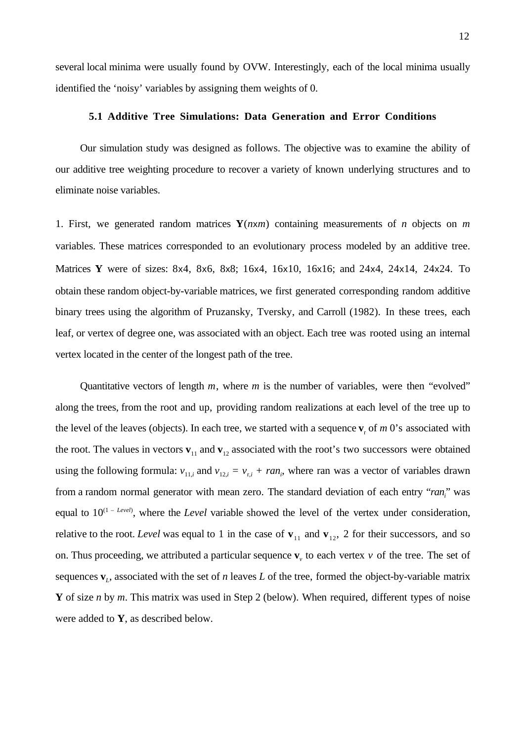several local minima were usually found by OVW. Interestingly, each of the local minima usually identified the 'noisy' variables by assigning them weights of 0.

### 5.1 Additive Tree Simulations: Data Generation and Error Conditions

Our simulation study was designed as follows. The objective was to examine the ability of our additive tree weighting procedure to recover a variety of known underlying structures and to eliminate noise variables.

1. First, we generated random matrices $\mathbf{Y}(n\mathrm{x}m)$ containing measurements of $n$ objects on $m$ variables. These matrices corresponded to an evolutionary process modeled by an additive tree. Matrices $\mathbf{Y}$ were of sizes: 8x4, 8x6, 8x8; 16x4, 16x10, 16x16; and 24x4, 24x14, 24x24. To obtain these random object-by-variable matrices, we first generated corresponding random additive binary trees using the algorithm of Pruzansky, Tversky, and Carroll (1982). In these trees, each leaf, or vertex of degree one, was associated with an object. Each tree was rooted using an internal vertex located in the center of the longest path of the tree.

Quantitative vectors of length $m$, where $m$ is the number of variables, were then "evolved" along the trees, from the root and up, providing random realizations at each level of the tree up to the level of the leaves (objects). In each tree, we started with a sequence $\mathbf{v}_r$ of $m$ 0's associated with the root. The values in vectors $\mathbf{v}_{11}$ and $\mathbf{v}_{12}$ associated with the root's two successors were obtained using the following formula: $v_{11,i}$ and $v_{12,i} = v_{r,i} + ran_i$, where ran was a vector of variables drawn from a random normal generator with mean zero. The standard deviation of each entry "$ran_i$" was equal to $10^{(1 - Level)}$, where the *Level* variable showed the level of the vertex under consideration, relative to the root. *Level* was equal to 1 in the case of $\mathbf{v}_{11}$ and $\mathbf{v}_{12}$, 2 for their successors, and so on. Thus proceeding, we attributed a particular sequence $\mathbf{v}_v$ to each vertex $v$ of the tree. The set of sequences $\mathbf{v}_L$, associated with the set of $n$ leaves $L$ of the tree, formed the object-by-variable matrix $\mathbf{Y}$ of size $n$ by $m$. This matrix was used in Step 2 (below). When required, different types of noise were added to $\mathbf{Y}$, as described below.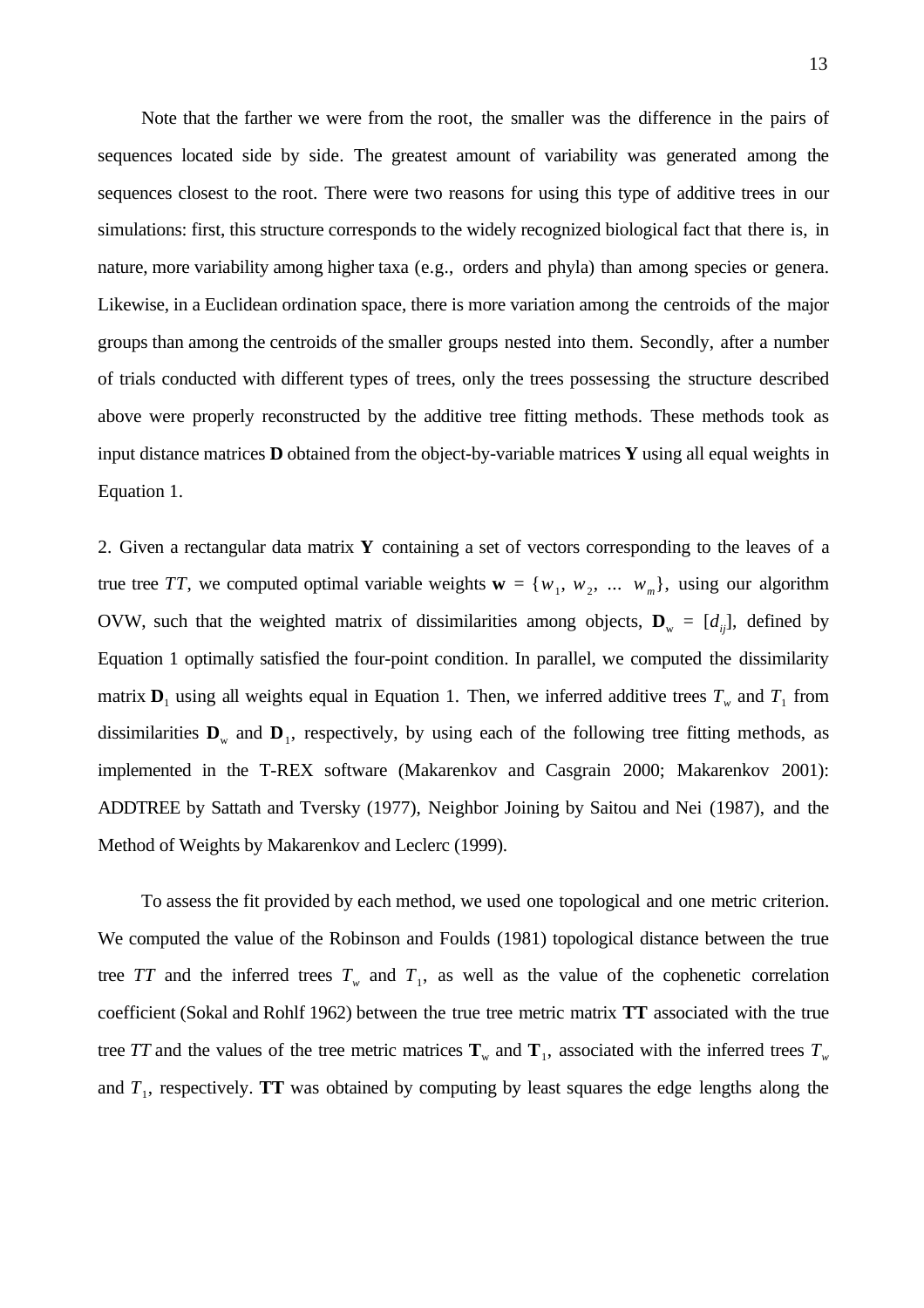Note that the farther we were from the root, the smaller was the difference in the pairs of sequences located side by side. The greatest amount of variability was generated among the sequences closest to the root. There were two reasons for using this type of additive trees in our simulations: first, this structure corresponds to the widely recognized biological fact that there is, in nature, more variability among higher taxa (e.g., orders and phyla) than among species or genera. Likewise, in a Euclidean ordination space, there is more variation among the centroids of the major groups than among the centroids of the smaller groups nested into them. Secondly, after a number of trials conducted with different types of trees, only the trees possessing the structure described above were properly reconstructed by the additive tree fitting methods. These methods took as input distance matrices **D** obtained from the object-by-variable matrices **Y** using all equal weights in Equation 1.

2. Given a rectangular data matrix **Y** containing a set of vectors corresponding to the leaves of a true tree $TT$, we computed optimal variable weights $\mathbf{w} = \{w_1, w_2, \ldots w_m\}$, using our algorithm OVW, such that the weighted matrix of dissimilarities among objects, $\mathbf{D}_w = [d_{ij}]$, defined by Equation 1 optimally satisfied the four-point condition. In parallel, we computed the dissimilarity matrix $\mathbf{D}_1$ using all weights equal in Equation 1. Then, we inferred additive trees $T_w$ and $T_1$ from dissimilarities $\mathbf{D}_w$ and $\mathbf{D}_1$, respectively, by using each of the following tree fitting methods, as implemented in the T-REX software (Makarenkov and Casgrain 2000; Makarenkov 2001): ADDTREE by Sattath and Tversky (1977), Neighbor Joining by Saitou and Nei (1987), and the Method of Weights by Makarenkov and Leclerc (1999).

To assess the fit provided by each method, we used one topological and one metric criterion. We computed the value of the Robinson and Foulds (1981) topological distance between the true tree $TT$ and the inferred trees $T_w$ and $T_1$, as well as the value of the cophenetic correlation coefficient (Sokal and Rohlf 1962) between the true tree metric matrix **TT** associated with the true tree $TT$ and the values of the tree metric matrices $\mathbf{T}_w$ and $\mathbf{T}_1$, associated with the inferred trees $T_w$ and $T_1$, respectively. **TT** was obtained by computing by least squares the edge lengths along the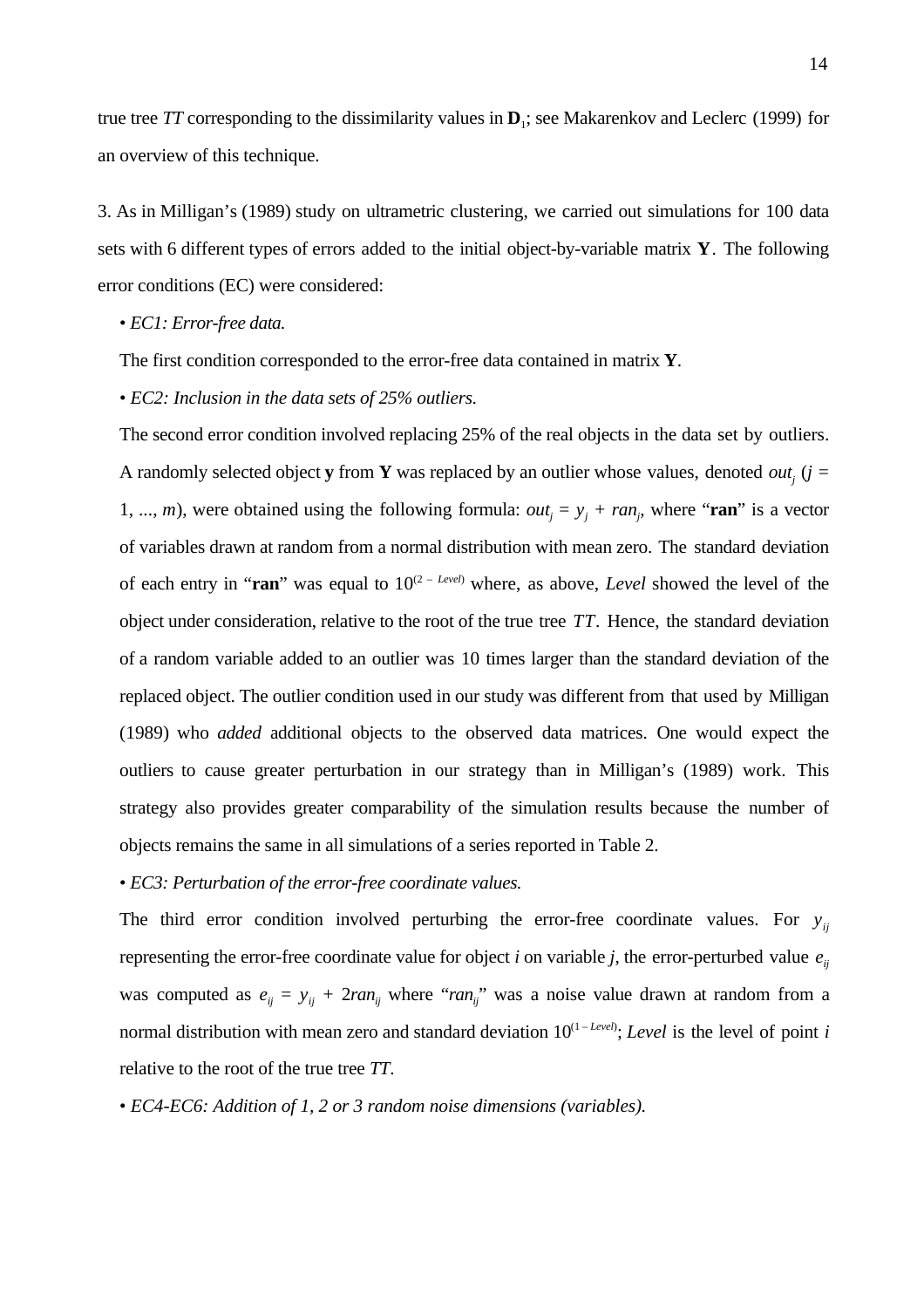true tree *TT* corresponding to the dissimilarity values in $\mathbf{D}_1$; see Makarenkov and Leclerc (1999) for an overview of this technique.

3. As in Milligan's (1989) study on ultrametric clustering, we carried out simulations for 100 data sets with 6 different types of errors added to the initial object-by-variable matrix $\mathbf{Y}$. The following error conditions (EC) were considered:

• *EC1: Error-free data.*

The first condition corresponded to the error-free data contained in matrix $\mathbf{Y}$.

• *EC2: Inclusion in the data sets of 25% outliers.*

The second error condition involved replacing 25% of the real objects in the data set by outliers. A randomly selected object $\mathbf{y}$ from $\mathbf{Y}$ was replaced by an outlier whose values, denoted $out_j$ ($j = 1, ..., m$), were obtained using the following formula: $out_j = y_j + ran_j$, where "**ran**" is a vector of variables drawn at random from a normal distribution with mean zero. The standard deviation of each entry in "**ran**" was equal to $10^{(2 - Level)}$ where, as above, *Level* showed the level of the object under consideration, relative to the root of the true tree *TT*. Hence, the standard deviation of a random variable added to an outlier was 10 times larger than the standard deviation of the replaced object. The outlier condition used in our study was different from that used by Milligan (1989) who *added* additional objects to the observed data matrices. One would expect the outliers to cause greater perturbation in our strategy than in Milligan's (1989) work. This strategy also provides greater comparability of the simulation results because the number of objects remains the same in all simulations of a series reported in Table 2.

• *EC3: Perturbation of the error-free coordinate values.*

The third error condition involved perturbing the error-free coordinate values. For $y_{ij}$ representing the error-free coordinate value for object *i* on variable *j*, the error-perturbed value $e_{ij}$ was computed as $e_{ij} = y_{ij} + 2ran_{ij}$ where "$ran_{ij}$" was a noise value drawn at random from a normal distribution with mean zero and standard deviation $10^{(1 - Level)}$; *Level* is the level of point *i* relative to the root of the true tree *TT*.

• *EC4-EC6: Addition of 1, 2 or 3 random noise dimensions (variables).*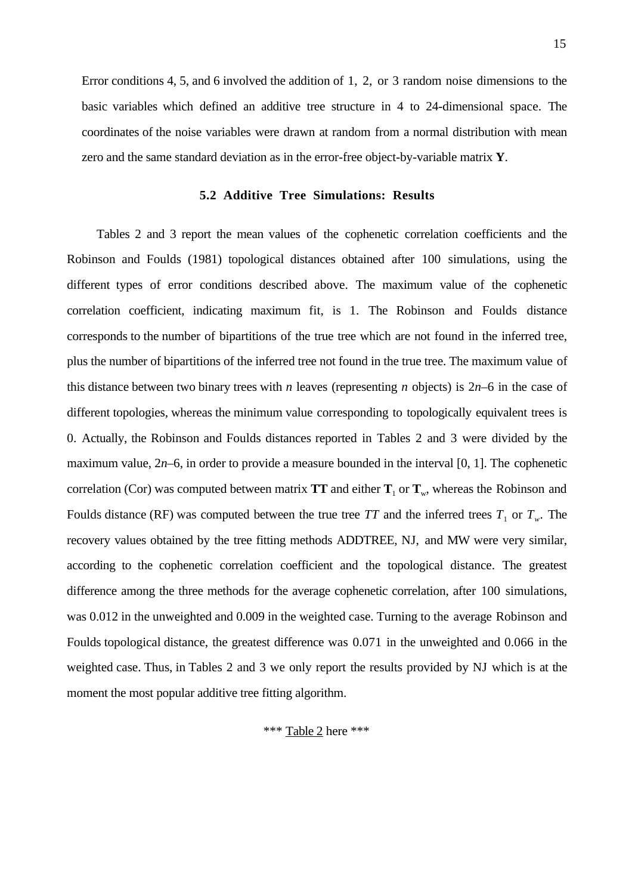Error conditions 4, 5, and 6 involved the addition of 1, 2, or 3 random noise dimensions to the basic variables which defined an additive tree structure in 4 to 24-dimensional space. The coordinates of the noise variables were drawn at random from a normal distribution with mean zero and the same standard deviation as in the error-free object-by-variable matrix **Y**.

### 5.2 Additive Tree Simulations: Results

Tables 2 and 3 report the mean values of the cophenetic correlation coefficients and the Robinson and Foulds (1981) topological distances obtained after 100 simulations, using the different types of error conditions described above. The maximum value of the cophenetic correlation coefficient, indicating maximum fit, is 1. The Robinson and Foulds distance corresponds to the number of bipartitions of the true tree which are not found in the inferred tree, plus the number of bipartitions of the inferred tree not found in the true tree. The maximum value of this distance between two binary trees with $n$ leaves (representing $n$ objects) is $2n–6$ in the case of different topologies, whereas the minimum value corresponding to topologically equivalent trees is 0. Actually, the Robinson and Foulds distances reported in Tables 2 and 3 were divided by the maximum value, $2n–6$, in order to provide a measure bounded in the interval [0, 1]. The cophenetic correlation (Cor) was computed between matrix **TT** and either $\mathbf{T}_1$ or $\mathbf{T}_w$, whereas the Robinson and Foulds distance (RF) was computed between the true tree $TT$ and the inferred trees $T_1$ or $T_w$. The recovery values obtained by the tree fitting methods ADDTREE, NJ, and MW were very similar, according to the cophenetic correlation coefficient and the topological distance. The greatest difference among the three methods for the average cophenetic correlation, after 100 simulations, was 0.012 in the unweighted and 0.009 in the weighted case. Turning to the average Robinson and Foulds topological distance, the greatest difference was 0.071 in the unweighted and 0.066 in the weighted case. Thus, in Tables 2 and 3 we only report the results provided by NJ which is at the moment the most popular additive tree fitting algorithm.

*** Table 2 here ***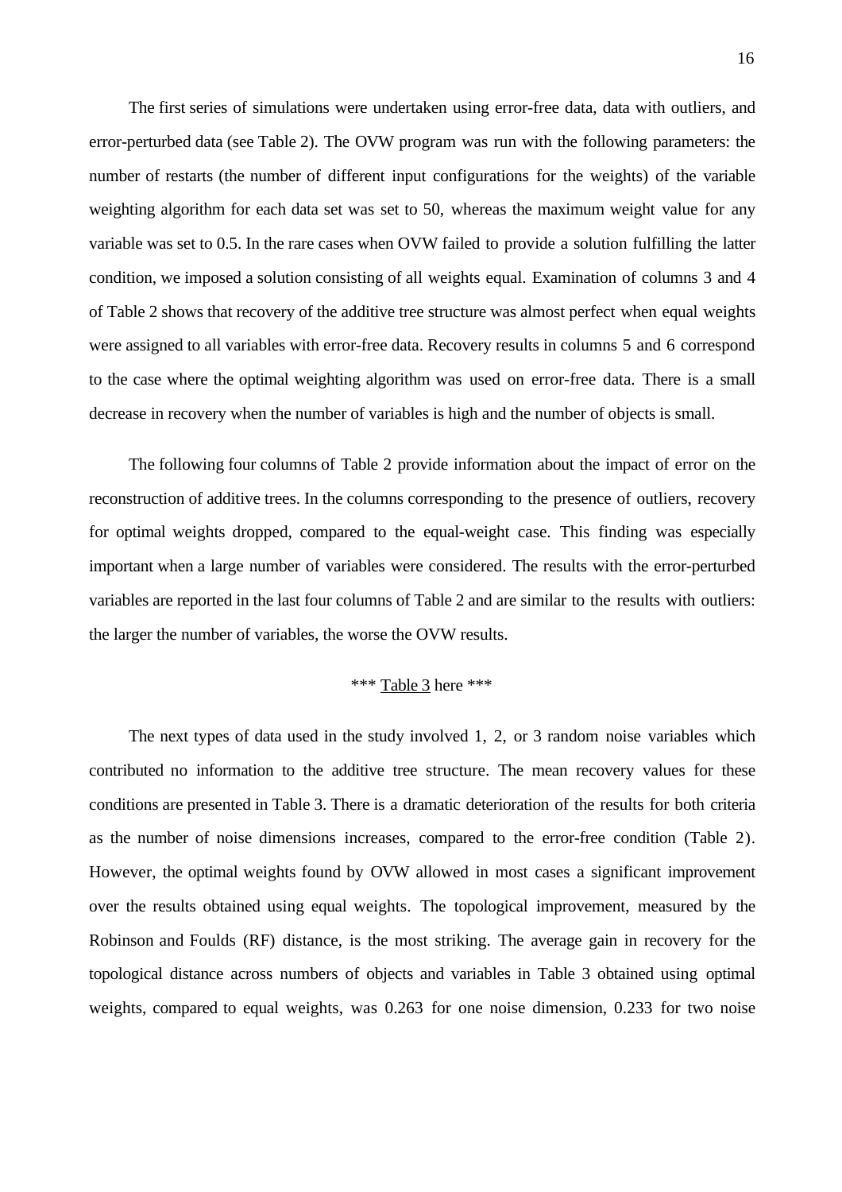The first series of simulations were undertaken using error-free data, data with outliers, and error-perturbed data (see Table 2). The OVW program was run with the following parameters: the number of restarts (the number of different input configurations for the weights) of the variable weighting algorithm for each data set was set to 50, whereas the maximum weight value for any variable was set to 0.5. In the rare cases when OVW failed to provide a solution fulfilling the latter condition, we imposed a solution consisting of all weights equal. Examination of columns 3 and 4 of Table 2 shows that recovery of the additive tree structure was almost perfect when equal weights were assigned to all variables with error-free data. Recovery results in columns 5 and 6 correspond to the case where the optimal weighting algorithm was used on error-free data. There is a small decrease in recovery when the number of variables is high and the number of objects is small.

The following four columns of Table 2 provide information about the impact of error on the reconstruction of additive trees. In the columns corresponding to the presence of outliers, recovery for optimal weights dropped, compared to the equal-weight case. This finding was especially important when a large number of variables were considered. The results with the error-perturbed variables are reported in the last four columns of Table 2 and are similar to the results with outliers: the larger the number of variables, the worse the OVW results.

\*\*\* Table 3 here \*\*\*

The next types of data used in the study involved 1, 2, or 3 random noise variables which contributed no information to the additive tree structure. The mean recovery values for these conditions are presented in Table 3. There is a dramatic deterioration of the results for both criteria as the number of noise dimensions increases, compared to the error-free condition (Table 2). However, the optimal weights found by OVW allowed in most cases a significant improvement over the results obtained using equal weights. The topological improvement, measured by the Robinson and Foulds (RF) distance, is the most striking. The average gain in recovery for the topological distance across numbers of objects and variables in Table 3 obtained using optimal weights, compared to equal weights, was 0.263 for one noise dimension, 0.233 for two noise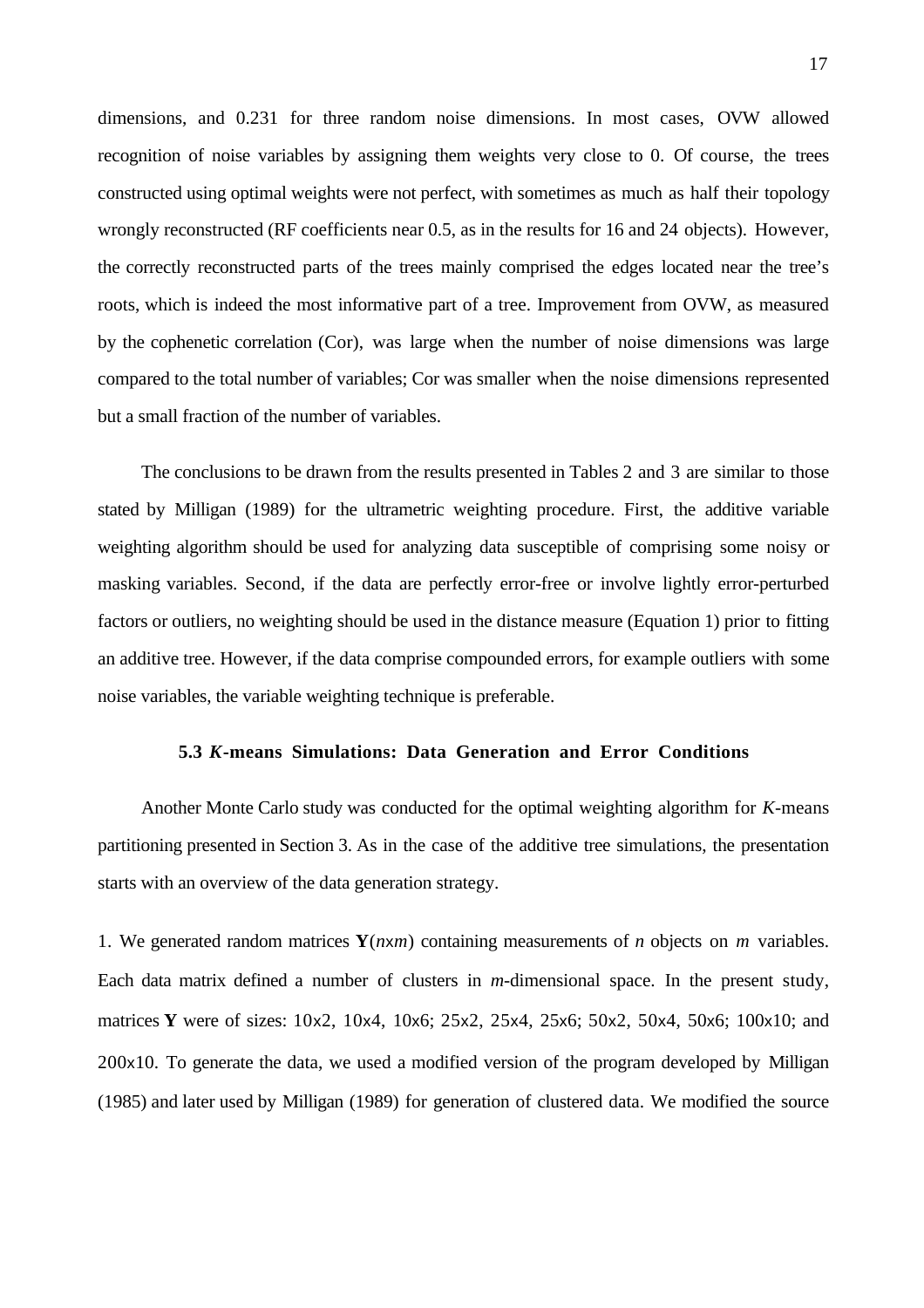dimensions, and 0.231 for three random noise dimensions. In most cases, OVW allowed recognition of noise variables by assigning them weights very close to 0. Of course, the trees constructed using optimal weights were not perfect, with sometimes as much as half their topology wrongly reconstructed (RF coefficients near 0.5, as in the results for 16 and 24 objects). However, the correctly reconstructed parts of the trees mainly comprised the edges located near the tree's roots, which is indeed the most informative part of a tree. Improvement from OVW, as measured by the cophenetic correlation (Cor), was large when the number of noise dimensions was large compared to the total number of variables; Cor was smaller when the noise dimensions represented but a small fraction of the number of variables.

The conclusions to be drawn from the results presented in Tables 2 and 3 are similar to those stated by Milligan (1989) for the ultrametric weighting procedure. First, the additive variable weighting algorithm should be used for analyzing data susceptible of comprising some noisy or masking variables. Second, if the data are perfectly error-free or involve lightly error-perturbed factors or outliers, no weighting should be used in the distance measure (Equation 1) prior to fitting an additive tree. However, if the data comprise compounded errors, for example outliers with some noise variables, the variable weighting technique is preferable.

### 5.3 *K*-means Simulations: Data Generation and Error Conditions

Another Monte Carlo study was conducted for the optimal weighting algorithm for *K*-means partitioning presented in Section 3. As in the case of the additive tree simulations, the presentation starts with an overview of the data generation strategy.

1. We generated random matrices $\mathbf{Y}(n\mathrm{x}m)$ containing measurements of $n$ objects on $m$ variables. Each data matrix defined a number of clusters in $m$-dimensional space. In the present study, matrices $\mathbf{Y}$ were of sizes: 10x2, 10x4, 10x6; 25x2, 25x4, 25x6; 50x2, 50x4, 50x6; 100x10; and 200x10. To generate the data, we used a modified version of the program developed by Milligan (1985) and later used by Milligan (1989) for generation of clustered data. We modified the source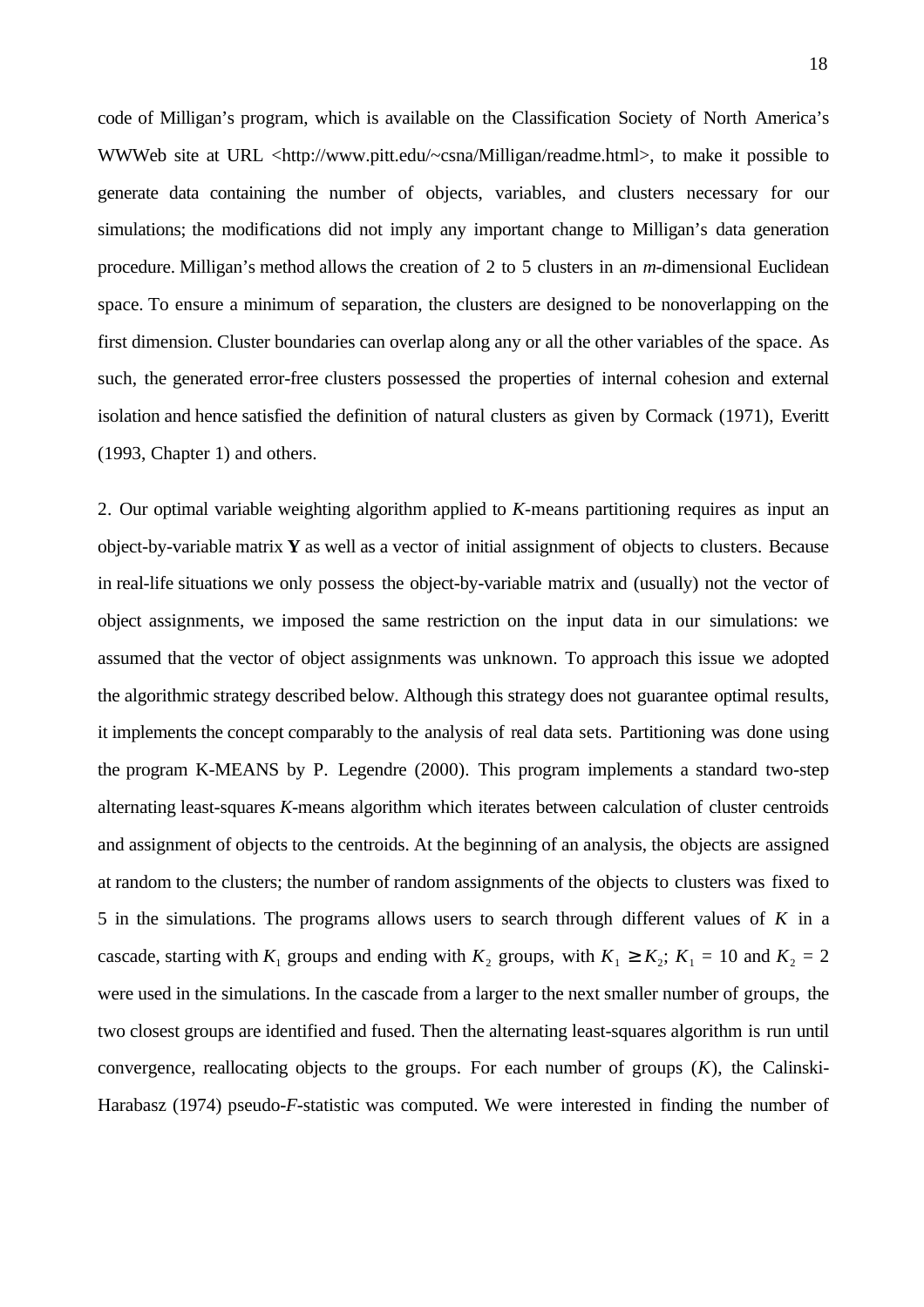code of Milligan's program, which is available on the Classification Society of North America's WWWeb site at URL <http://www.pitt.edu/~csna/Milligan/readme.html>, to make it possible to generate data containing the number of objects, variables, and clusters necessary for our simulations; the modifications did not imply any important change to Milligan's data generation procedure. Milligan's method allows the creation of 2 to 5 clusters in an *m*-dimensional Euclidean space. To ensure a minimum of separation, the clusters are designed to be nonoverlapping on the first dimension. Cluster boundaries can overlap along any or all the other variables of the space. As such, the generated error-free clusters possessed the properties of internal cohesion and external isolation and hence satisfied the definition of natural clusters as given by Cormack (1971), Everitt (1993, Chapter 1) and others.

2. Our optimal variable weighting algorithm applied to *K*-means partitioning requires as input an object-by-variable matrix **Y** as well as a vector of initial assignment of objects to clusters. Because in real-life situations we only possess the object-by-variable matrix and (usually) not the vector of object assignments, we imposed the same restriction on the input data in our simulations: we assumed that the vector of object assignments was unknown. To approach this issue we adopted the algorithmic strategy described below. Although this strategy does not guarantee optimal results, it implements the concept comparably to the analysis of real data sets. Partitioning was done using the program K-MEANS by P. Legendre (2000). This program implements a standard two-step alternating least-squares *K*-means algorithm which iterates between calculation of cluster centroids and assignment of objects to the centroids. At the beginning of an analysis, the objects are assigned at random to the clusters; the number of random assignments of the objects to clusters was fixed to 5 in the simulations. The programs allows users to search through different values of $K$ in a cascade, starting with $K_1$ groups and ending with $K_2$ groups, with $K_1 \geq K_2$; $K_1 = 10$ and $K_2 = 2$ were used in the simulations. In the cascade from a larger to the next smaller number of groups, the two closest groups are identified and fused. Then the alternating least-squares algorithm is run until convergence, reallocating objects to the groups. For each number of groups ($K$), the Calinski-Harabasz (1974) pseudo-*F*-statistic was computed. We were interested in finding the number of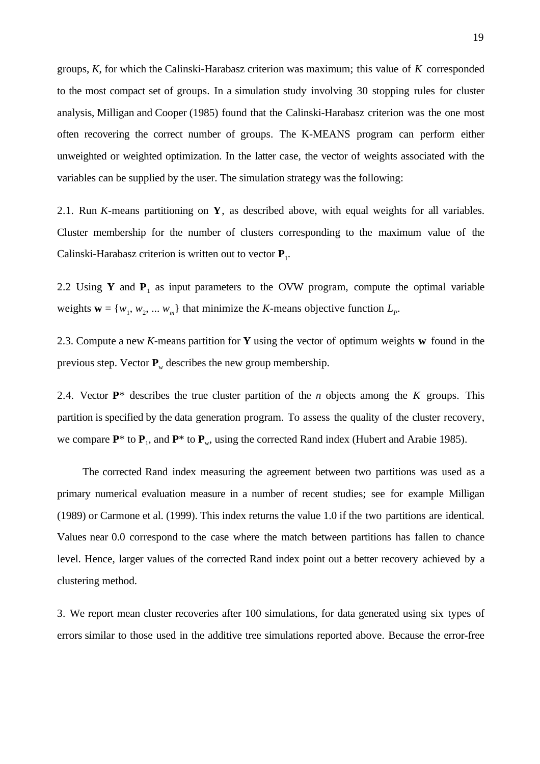groups, $K$, for which the Calinski-Harabasz criterion was maximum; this value of $K$ corresponded to the most compact set of groups. In a simulation study involving 30 stopping rules for cluster analysis, Milligan and Cooper (1985) found that the Calinski-Harabasz criterion was the one most often recovering the correct number of groups. The K-MEANS program can perform either unweighted or weighted optimization. In the latter case, the vector of weights associated with the variables can be supplied by the user. The simulation strategy was the following:

2.1. Run $K$-means partitioning on $\mathbf{Y}$, as described above, with equal weights for all variables. Cluster membership for the number of clusters corresponding to the maximum value of the Calinski-Harabasz criterion is written out to vector $\mathbf{P}_1$.

2.2 Using $\mathbf{Y}$ and $\mathbf{P}_1$ as input parameters to the OVW program, compute the optimal variable weights $\mathbf{w} = \{w_1, w_2, \ldots w_m\}$ that minimize the $K$-means objective function $L_P$.

2.3. Compute a new $K$-means partition for $\mathbf{Y}$ using the vector of optimum weights $\mathbf{w}$ found in the previous step. Vector $\mathbf{P}_w$ describes the new group membership.

2.4. Vector $\mathbf{P}^*$ describes the true cluster partition of the $n$ objects among the $K$ groups. This partition is specified by the data generation program. To assess the quality of the cluster recovery, we compare $\mathbf{P}^*$ to $\mathbf{P}_1$, and $\mathbf{P}^*$ to $\mathbf{P}_w$, using the corrected Rand index (Hubert and Arabie 1985).

The corrected Rand index measuring the agreement between two partitions was used as a primary numerical evaluation measure in a number of recent studies; see for example Milligan (1989) or Carmone et al. (1999). This index returns the value 1.0 if the two partitions are identical. Values near 0.0 correspond to the case where the match between partitions has fallen to chance level. Hence, larger values of the corrected Rand index point out a better recovery achieved by a clustering method.

3. We report mean cluster recoveries after 100 simulations, for data generated using six types of errors similar to those used in the additive tree simulations reported above. Because the error-free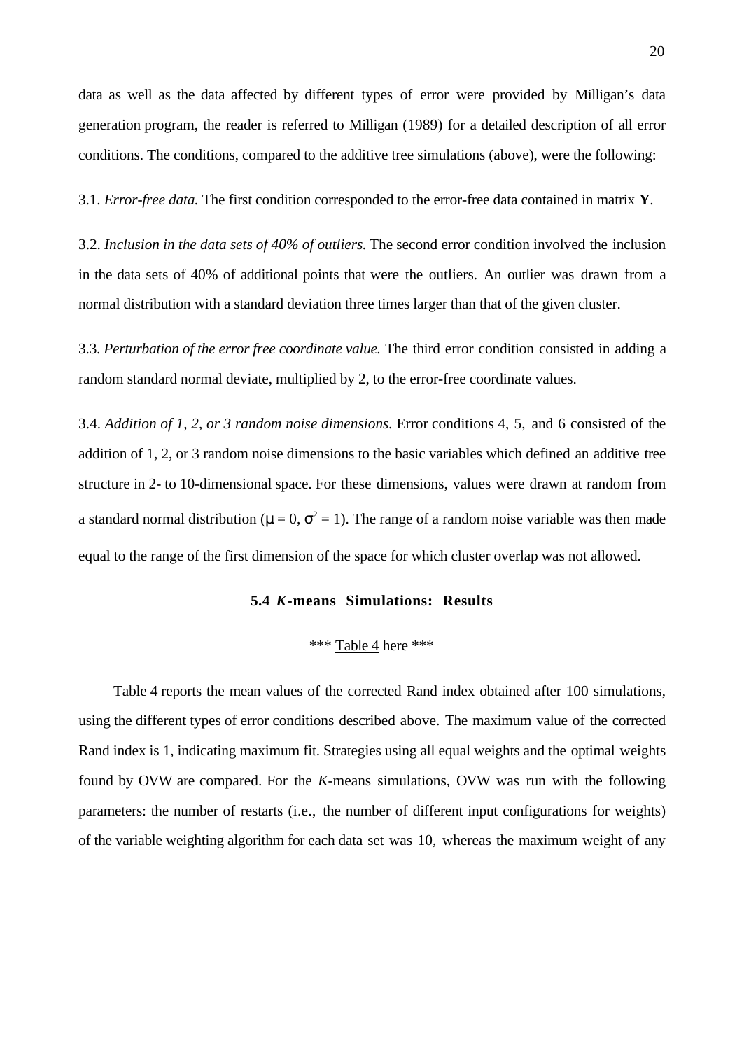data as well as the data affected by different types of error were provided by Milligan's data generation program, the reader is referred to Milligan (1989) for a detailed description of all error conditions. The conditions, compared to the additive tree simulations (above), were the following:

3.1. *Error-free data.* The first condition corresponded to the error-free data contained in matrix **Y**.

3.2. *Inclusion in the data sets of 40% of outliers.* The second error condition involved the inclusion in the data sets of 40% of additional points that were the outliers. An outlier was drawn from a normal distribution with a standard deviation three times larger than that of the given cluster.

3.3. *Perturbation of the error free coordinate value.* The third error condition consisted in adding a random standard normal deviate, multiplied by 2, to the error-free coordinate values.

3.4. *Addition of 1, 2, or 3 random noise dimensions.* Error conditions 4, 5, and 6 consisted of the addition of 1, 2, or 3 random noise dimensions to the basic variables which defined an additive tree structure in 2- to 10-dimensional space. For these dimensions, values were drawn at random from a standard normal distribution ($\mu = 0$, $\sigma^2 = 1$). The range of a random noise variable was then made equal to the range of the first dimension of the space for which cluster overlap was not allowed.

### 5.4 *K*-means Simulations: Results

*** Table 4 here ***

Table 4 reports the mean values of the corrected Rand index obtained after 100 simulations, using the different types of error conditions described above. The maximum value of the corrected Rand index is 1, indicating maximum fit. Strategies using all equal weights and the optimal weights found by OVW are compared. For the *K*-means simulations, OVW was run with the following parameters: the number of restarts (i.e., the number of different input configurations for weights) of the variable weighting algorithm for each data set was 10, whereas the maximum weight of any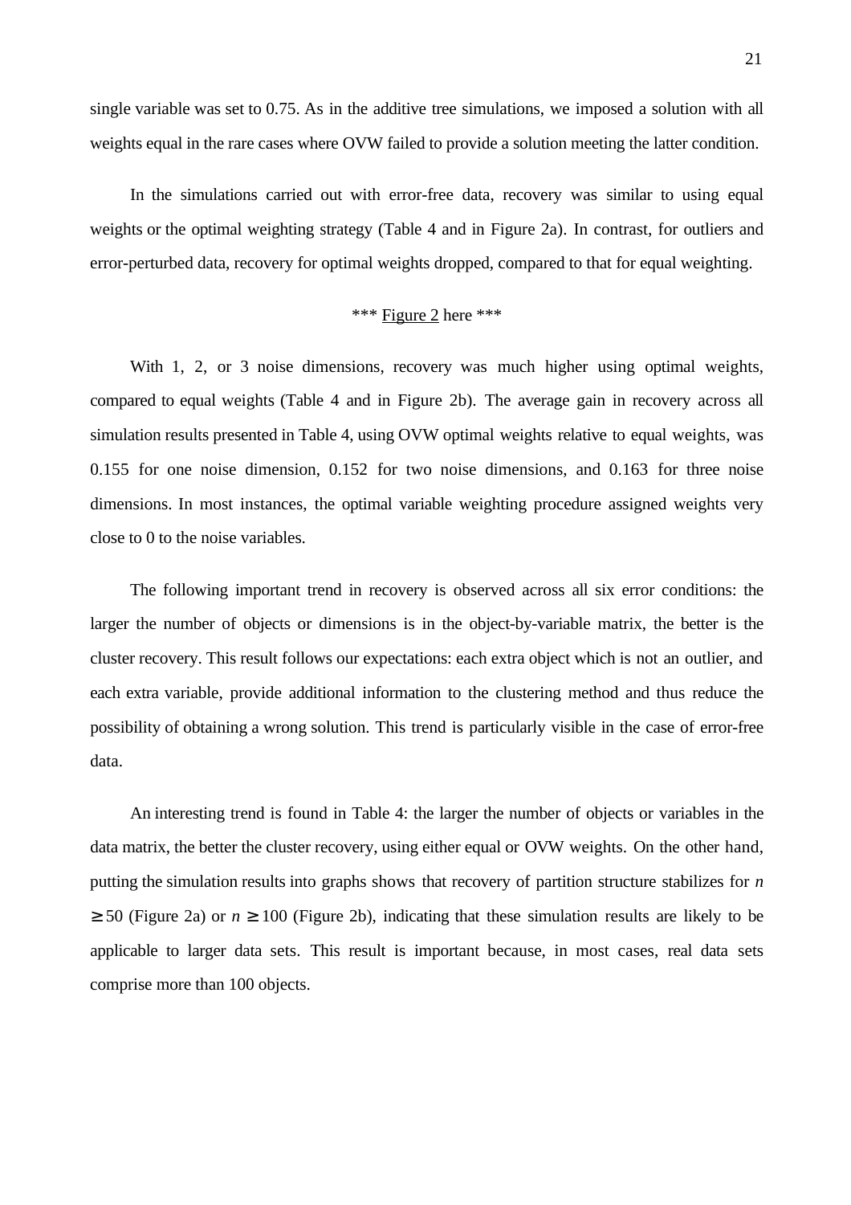single variable was set to 0.75. As in the additive tree simulations, we imposed a solution with all weights equal in the rare cases where OVW failed to provide a solution meeting the latter condition.

In the simulations carried out with error-free data, recovery was similar to using equal weights or the optimal weighting strategy (Table 4 and in Figure 2a). In contrast, for outliers and error-perturbed data, recovery for optimal weights dropped, compared to that for equal weighting.

*** Figure 2 here ***

With 1, 2, or 3 noise dimensions, recovery was much higher using optimal weights, compared to equal weights (Table 4 and in Figure 2b). The average gain in recovery across all simulation results presented in Table 4, using OVW optimal weights relative to equal weights, was 0.155 for one noise dimension, 0.152 for two noise dimensions, and 0.163 for three noise dimensions. In most instances, the optimal variable weighting procedure assigned weights very close to 0 to the noise variables.

The following important trend in recovery is observed across all six error conditions: the larger the number of objects or dimensions is in the object-by-variable matrix, the better is the cluster recovery. This result follows our expectations: each extra object which is not an outlier, and each extra variable, provide additional information to the clustering method and thus reduce the possibility of obtaining a wrong solution. This trend is particularly visible in the case of error-free data.

An interesting trend is found in Table 4: the larger the number of objects or variables in the data matrix, the better the cluster recovery, using either equal or OVW weights. On the other hand, putting the simulation results into graphs shows that recovery of partition structure stabilizes for $n \geq 50$ (Figure 2a) or $n \geq 100$ (Figure 2b), indicating that these simulation results are likely to be applicable to larger data sets. This result is important because, in most cases, real data sets comprise more than 100 objects.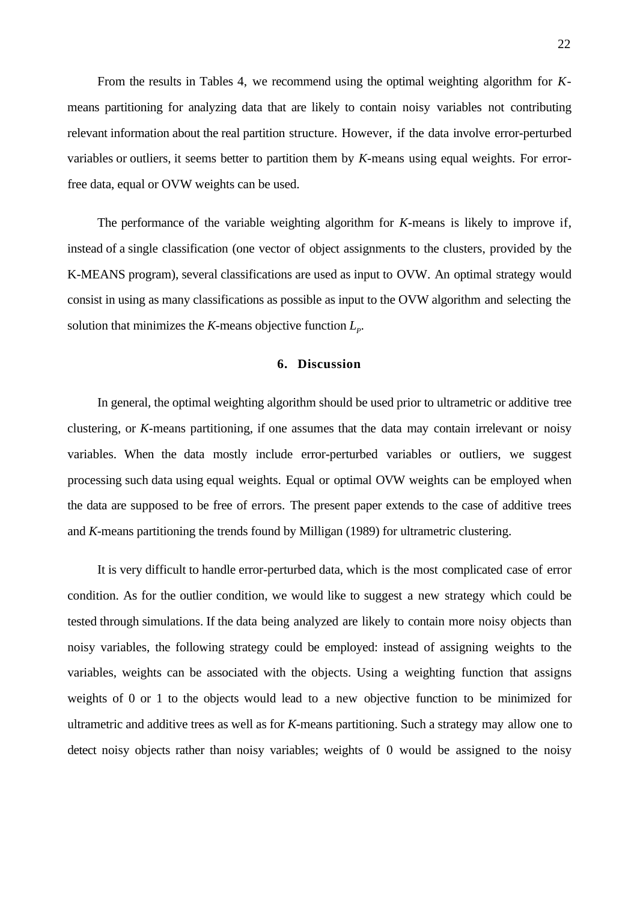From the results in Tables 4, we recommend using the optimal weighting algorithm for *K*-means partitioning for analyzing data that are likely to contain noisy variables not contributing relevant information about the real partition structure. However, if the data involve error-perturbed variables or outliers, it seems better to partition them by *K*-means using equal weights. For error-free data, equal or OVW weights can be used.

The performance of the variable weighting algorithm for *K*-means is likely to improve if, instead of a single classification (one vector of object assignments to the clusters, provided by the K-MEANS program), several classifications are used as input to OVW. An optimal strategy would consist in using as many classifications as possible as input to the OVW algorithm and selecting the solution that minimizes the *K*-means objective function $L_p$.

## 6. Discussion

In general, the optimal weighting algorithm should be used prior to ultrametric or additive tree clustering, or *K*-means partitioning, if one assumes that the data may contain irrelevant or noisy variables. When the data mostly include error-perturbed variables or outliers, we suggest processing such data using equal weights. Equal or optimal OVW weights can be employed when the data are supposed to be free of errors. The present paper extends to the case of additive trees and *K*-means partitioning the trends found by Milligan (1989) for ultrametric clustering.

It is very difficult to handle error-perturbed data, which is the most complicated case of error condition. As for the outlier condition, we would like to suggest a new strategy which could be tested through simulations. If the data being analyzed are likely to contain more noisy objects than noisy variables, the following strategy could be employed: instead of assigning weights to the variables, weights can be associated with the objects. Using a weighting function that assigns weights of 0 or 1 to the objects would lead to a new objective function to be minimized for ultrametric and additive trees as well as for *K*-means partitioning. Such a strategy may allow one to detect noisy objects rather than noisy variables; weights of 0 would be assigned to the noisy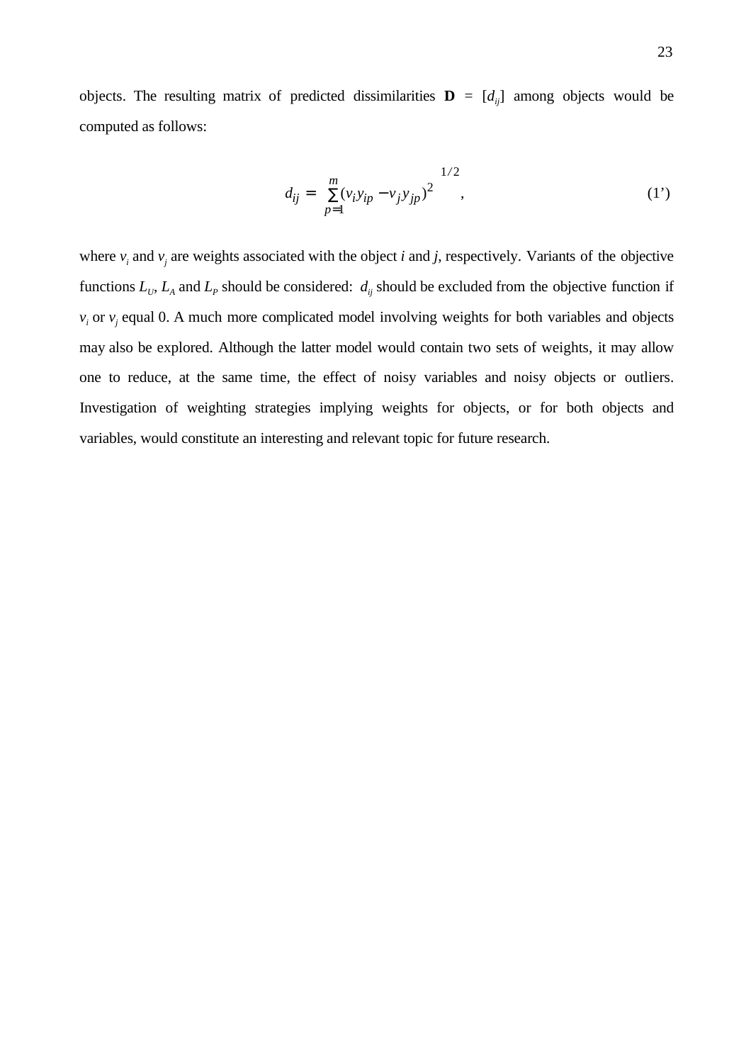objects. The resulting matrix of predicted dissimilarities $\mathbf{D} = [d_{ij}]$ among objects would be computed as follows:

$$d_{ij} = \left[ \sum_{p=1}^{m} (v_i y_{ip} - v_j y_{jp})^2 \right]^{1/2}, \tag{1'}$$

where $v_i$ and $v_j$ are weights associated with the object $i$ and $j$, respectively. Variants of the objective functions $L_U$, $L_A$ and $L_P$ should be considered: $d_{ij}$ should be excluded from the objective function if $v_i$ or $v_j$ equal 0. A much more complicated model involving weights for both variables and objects may also be explored. Although the latter model would contain two sets of weights, it may allow one to reduce, at the same time, the effect of noisy variables and noisy objects or outliers. Investigation of weighting strategies implying weights for objects, or for both objects and variables, would constitute an interesting and relevant topic for future research.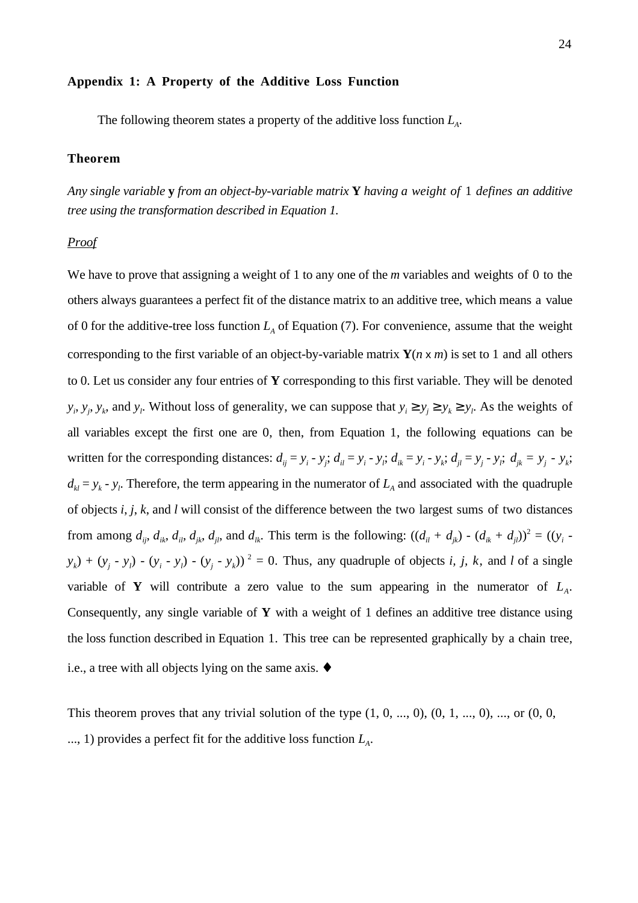## Appendix 1: A Property of the Additive Loss Function

The following theorem states a property of the additive loss function $L_A$.

### Theorem

*Any single variable* **y** *from an object-by-variable matrix* **Y** *having a weight of* 1 *defines an additive tree using the transformation described in Equation 1.*

*Proof*

We have to prove that assigning a weight of 1 to any one of the $m$ variables and weights of 0 to the others always guarantees a perfect fit of the distance matrix to an additive tree, which means a value of 0 for the additive-tree loss function $L_A$ of Equation (7). For convenience, assume that the weight corresponding to the first variable of an object-by-variable matrix $\mathbf{Y}(n \times m)$ is set to 1 and all others to 0. Let us consider any four entries of **Y** corresponding to this first variable. They will be denoted $y_i$, $y_j$, $y_k$, and $y_l$. Without loss of generality, we can suppose that $y_i \geq y_j \geq y_k \geq y_l$. As the weights of all variables except the first one are 0, then, from Equation 1, the following equations can be written for the corresponding distances: $d_{ij} = y_i - y_j$; $d_{il} = y_i - y_l$; $d_{ik} = y_i - y_k$; $d_{jl} = y_j - y_l$; $d_{jk} = y_j - y_k$; $d_{kl} = y_k - y_l$. Therefore, the term appearing in the numerator of $L_A$ and associated with the quadruple of objects $i$, $j$, $k$, and $l$ will consist of the difference between the two largest sums of two distances from among $d_{ij}$, $d_{ik}$, $d_{il}$, $d_{jk}$, $d_{jl}$, and $d_{lk}$. This term is the following: $((d_{il} + d_{jk}) - (d_{ik} + d_{jl}))^2 = ((y_i - y_k) + (y_j - y_l) - (y_i - y_l) - (y_j - y_k))^2 = 0$. Thus, any quadruple of objects $i$, $j$, $k$, and $l$ of a single variable of **Y** will contribute a zero value to the sum appearing in the numerator of $L_A$. Consequently, any single variable of **Y** with a weight of 1 defines an additive tree distance using the loss function described in Equation 1. This tree can be represented graphically by a chain tree, i.e., a tree with all objects lying on the same axis. ♦

This theorem proves that any trivial solution of the type (1, 0, ..., 0), (0, 1, ..., 0), ..., or (0, 0, ..., 1) provides a perfect fit for the additive loss function $L_A$.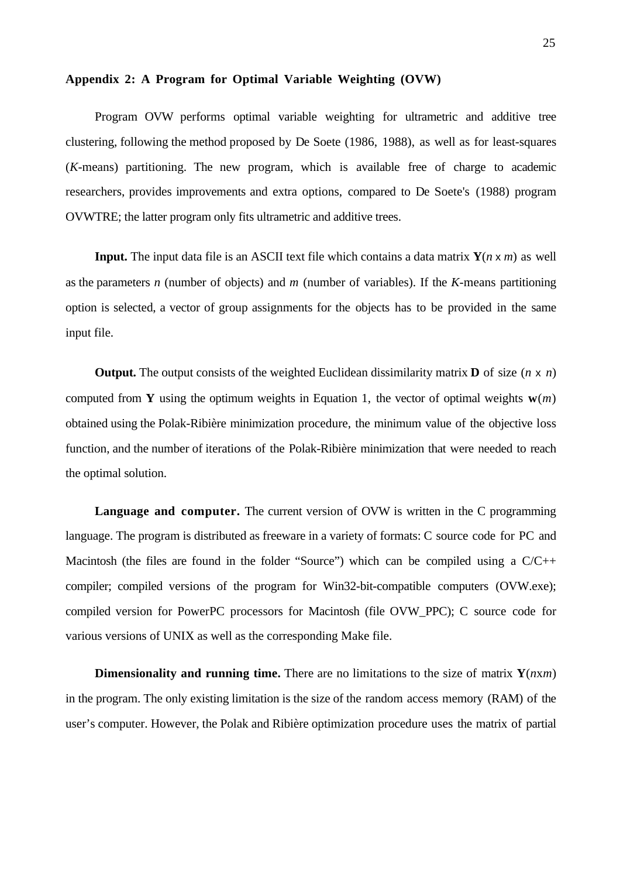## Appendix 2: A Program for Optimal Variable Weighting (OVW)

Program OVW performs optimal variable weighting for ultrametric and additive tree clustering, following the method proposed by De Soete (1986, 1988), as well as for least-squares (*K*-means) partitioning. The new program, which is available free of charge to academic researchers, provides improvements and extra options, compared to De Soete's (1988) program OVWTRE; the latter program only fits ultrametric and additive trees.

**Input.** The input data file is an ASCII text file which contains a data matrix $\mathbf{Y}(n \times m)$ as well as the parameters $n$ (number of objects) and $m$ (number of variables). If the *K*-means partitioning option is selected, a vector of group assignments for the objects has to be provided in the same input file.

**Output.** The output consists of the weighted Euclidean dissimilarity matrix $\mathbf{D}$ of size $(n \times n)$ computed from $\mathbf{Y}$ using the optimum weights in Equation 1, the vector of optimal weights $\mathbf{w}(m)$ obtained using the Polak-Ribière minimization procedure, the minimum value of the objective loss function, and the number of iterations of the Polak-Ribière minimization that were needed to reach the optimal solution.

**Language and computer.** The current version of OVW is written in the C programming language. The program is distributed as freeware in a variety of formats: C source code for PC and Macintosh (the files are found in the folder “Source”) which can be compiled using a C/C++ compiler; compiled versions of the program for Win32-bit-compatible computers (OVW.exe); compiled version for PowerPC processors for Macintosh (file OVW_PPC); C source code for various versions of UNIX as well as the corresponding Make file.

**Dimensionality and running time.** There are no limitations to the size of matrix $\mathbf{Y}(n\text{x}m)$ in the program. The only existing limitation is the size of the random access memory (RAM) of the user’s computer. However, the Polak and Ribière optimization procedure uses the matrix of partial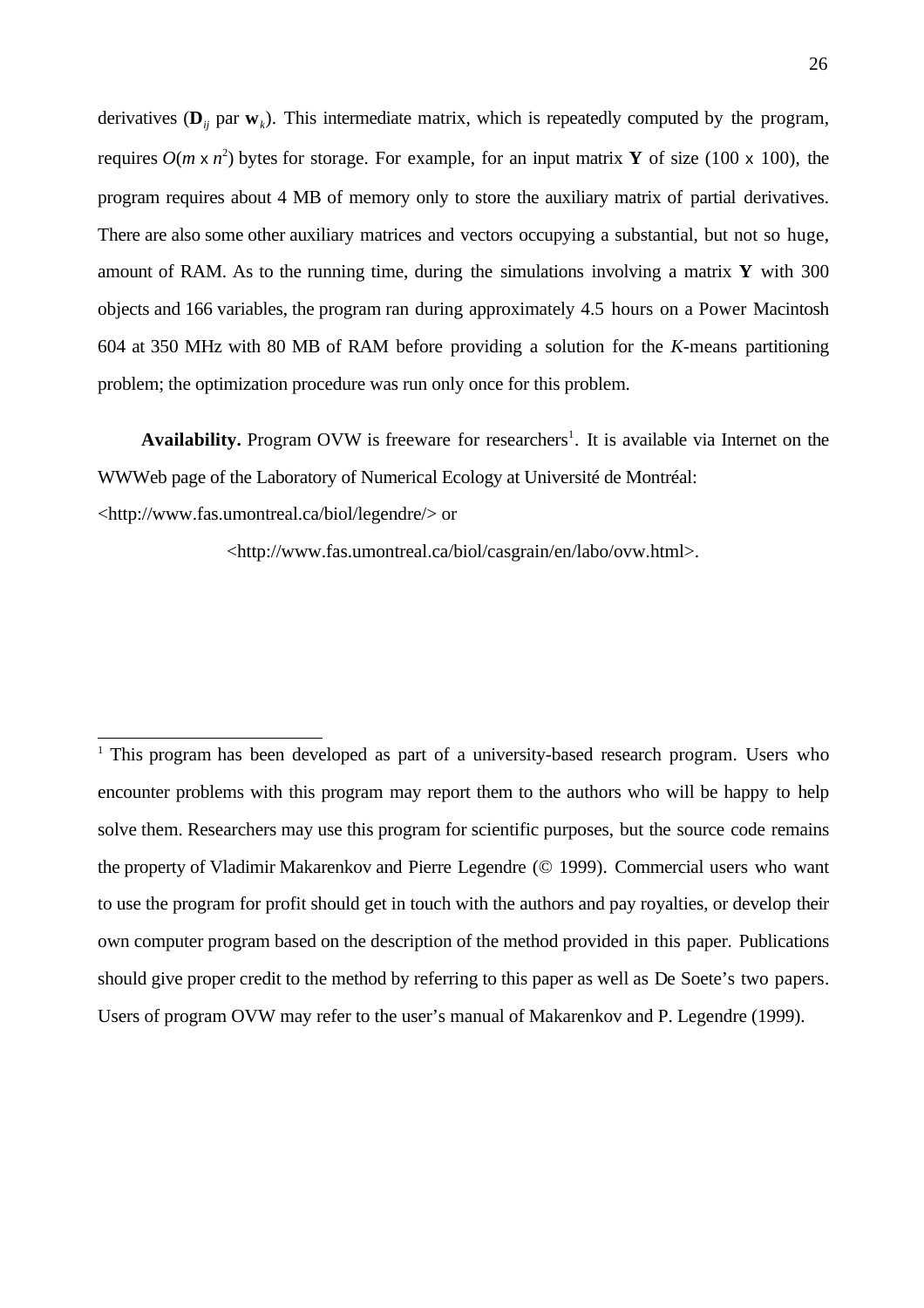derivatives ($\mathbf{D}_{ij}$ par $\mathbf{w}_k$). This intermediate matrix, which is repeatedly computed by the program, requires $O(m \times n^2)$ bytes for storage. For example, for an input matrix $\mathbf{Y}$ of size (100 x 100), the program requires about 4 MB of memory only to store the auxiliary matrix of partial derivatives. There are also some other auxiliary matrices and vectors occupying a substantial, but not so huge, amount of RAM. As to the running time, during the simulations involving a matrix $\mathbf{Y}$ with 300 objects and 166 variables, the program ran during approximately 4.5 hours on a Power Macintosh 604 at 350 MHz with 80 MB of RAM before providing a solution for the *K*-means partitioning problem; the optimization procedure was run only once for this problem.

**Availability.** Program OVW is freeware for researchers[1]. It is available via Internet on the WWWeb page of the Laboratory of Numerical Ecology at Université de Montréal: <http://www.fas.umontreal.ca/biol/legendre/> or <http://www.fas.umontreal.ca/biol/casgrain/en/labo/ovw.html>.

---

[1] This program has been developed as part of a university-based research program. Users who encounter problems with this program may report them to the authors who will be happy to help solve them. Researchers may use this program for scientific purposes, but the source code remains the property of Vladimir Makarenkov and Pierre Legendre (© 1999). Commercial users who want to use the program for profit should get in touch with the authors and pay royalties, or develop their own computer program based on the description of the method provided in this paper. Publications should give proper credit to the method by referring to this paper as well as De Soete's two papers. Users of program OVW may refer to the user's manual of Makarenkov and P. Legendre (1999).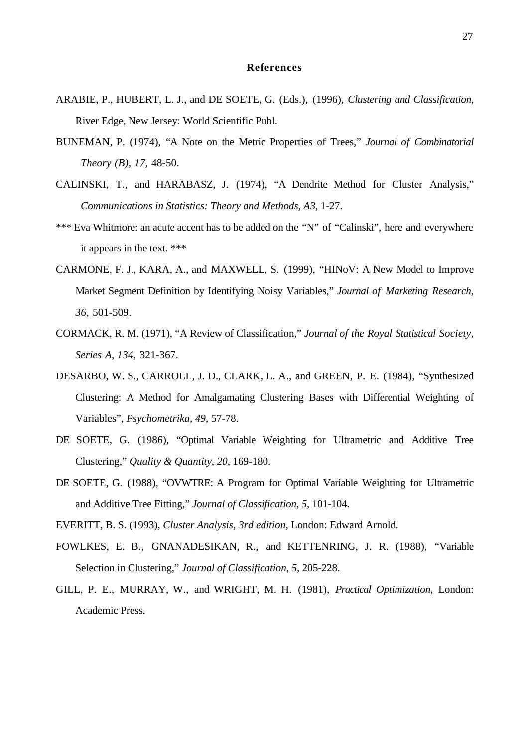## References

ARABIE, P., HUBERT, L. J., and DE SOETE, G. (Eds.), (1996), *Clustering and Classification*, River Edge, New Jersey: World Scientific Publ.

BUNEMAN, P. (1974), "A Note on the Metric Properties of Trees," *Journal of Combinatorial Theory (B)*, *17*, 48-50.

CALINSKI, T., and HARABASZ, J. (1974), "A Dendrite Method for Cluster Analysis," *Communications in Statistics: Theory and Methods*, *A3*, 1-27.

*** Eva Whitmore: an acute accent has to be added on the "N" of "Calinski", here and everywhere it appears in the text. ***

CARMONE, F. J., KARA, A., and MAXWELL, S. (1999), "HINoV: A New Model to Improve Market Segment Definition by Identifying Noisy Variables," *Journal of Marketing Research*, *36*, 501-509.

CORMACK, R. M. (1971), "A Review of Classification," *Journal of the Royal Statistical Society*, *Series A*, *134*, 321-367.

DESARBO, W. S., CARROLL, J. D., CLARK, L. A., and GREEN, P. E. (1984), "Synthesized Clustering: A Method for Amalgamating Clustering Bases with Differential Weighting of Variables", *Psychometrika*, *49*, 57-78.

DE SOETE, G. (1986), "Optimal Variable Weighting for Ultrametric and Additive Tree Clustering," *Quality & Quantity*, *20*, 169-180.

DE SOETE, G. (1988), "OVWTRE: A Program for Optimal Variable Weighting for Ultrametric and Additive Tree Fitting," *Journal of Classification*, *5*, 101-104.

EVERITT, B. S. (1993), *Cluster Analysis*, *3rd edition*, London: Edward Arnold.

FOWLKES, E. B., GNANADESIKAN, R., and KETTENRING, J. R. (1988), "Variable Selection in Clustering," *Journal of Classification*, *5*, 205-228.

GILL, P. E., MURRAY, W., and WRIGHT, M. H. (1981), *Practical Optimization*, London: Academic Press.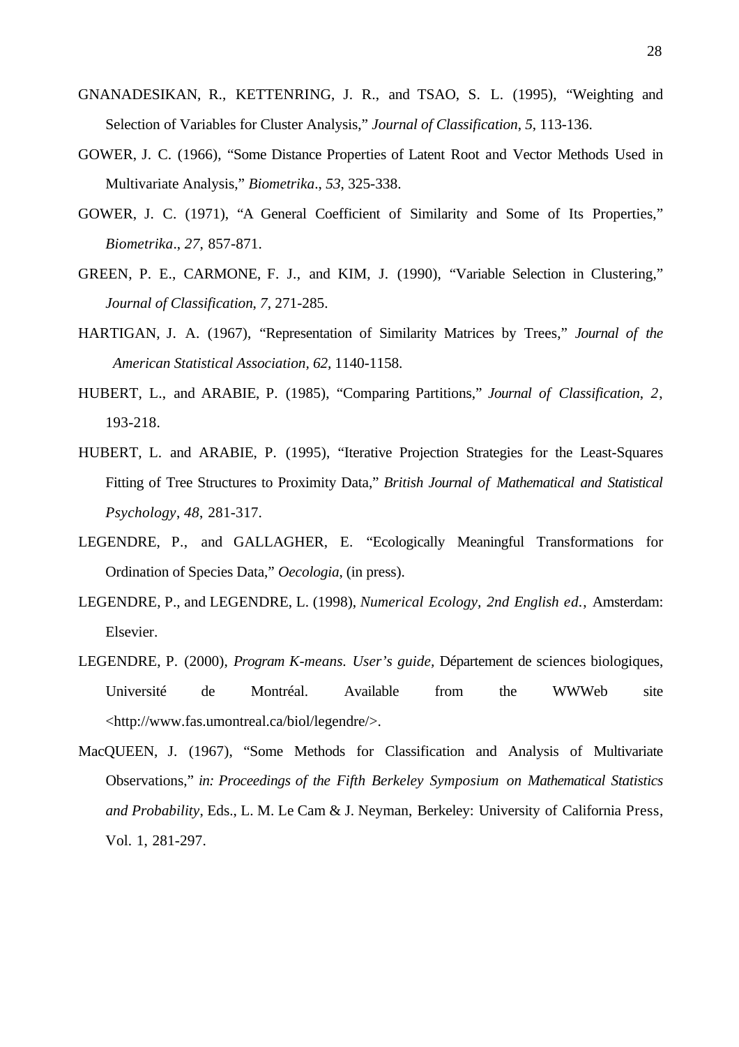GNANADESIKAN, R., KETTENRING, J. R., and TSAO, S. L. (1995), "Weighting and Selection of Variables for Cluster Analysis," *Journal of Classification*, *5*, 113-136.

GOWER, J. C. (1966), "Some Distance Properties of Latent Root and Vector Methods Used in Multivariate Analysis," *Biometrika*., *53*, 325-338.

GOWER, J. C. (1971), "A General Coefficient of Similarity and Some of Its Properties," *Biometrika*., *27*, 857-871.

GREEN, P. E., CARMONE, F. J., and KIM, J. (1990), "Variable Selection in Clustering," *Journal of Classification*, *7*, 271-285.

HARTIGAN, J. A. (1967), "Representation of Similarity Matrices by Trees," *Journal of the American Statistical Association, 62*, 1140-1158.

HUBERT, L., and ARABIE, P. (1985), "Comparing Partitions," *Journal of Classification*, *2*, 193-218.

HUBERT, L. and ARABIE, P. (1995), "Iterative Projection Strategies for the Least-Squares Fitting of Tree Structures to Proximity Data," *British Journal of Mathematical and Statistical Psychology*, *48*, 281-317.

LEGENDRE, P., and GALLAGHER, E. "Ecologically Meaningful Transformations for Ordination of Species Data," *Oecologia*, (in press).

LEGENDRE, P., and LEGENDRE, L. (1998), *Numerical Ecology, 2nd English ed.*, Amsterdam: Elsevier.

LEGENDRE, P. (2000), *Program K-means. User's guide*, Département de sciences biologiques, Université de Montréal. Available from the WWWeb site <http://www.fas.umontreal.ca/biol/legendre/>.

MacQUEEN, J. (1967), "Some Methods for Classification and Analysis of Multivariate Observations," *in: Proceedings of the Fifth Berkeley Symposium on Mathematical Statistics and Probability*, Eds., L. M. Le Cam & J. Neyman, Berkeley: University of California Press, Vol. 1, 281-297.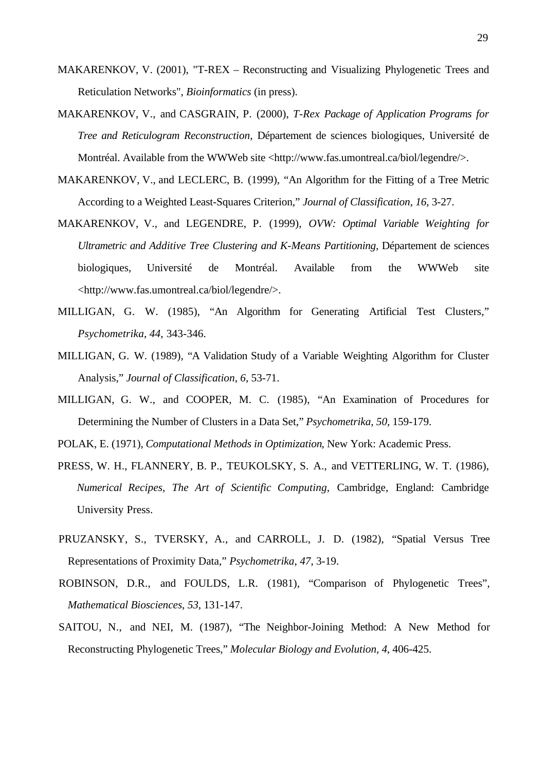MAKARENKOV, V. (2001), "T-REX – Reconstructing and Visualizing Phylogenetic Trees and Reticulation Networks", *Bioinformatics* (in press).

MAKARENKOV, V., and CASGRAIN, P. (2000), *T-Rex Package of Application Programs for Tree and Reticulogram Reconstruction*, Département de sciences biologiques, Université de Montréal. Available from the WWWeb site <http://www.fas.umontreal.ca/biol/legendre/>.

MAKARENKOV, V., and LECLERC, B. (1999), "An Algorithm for the Fitting of a Tree Metric According to a Weighted Least-Squares Criterion," *Journal of Classification*, *16*, 3-27.

MAKARENKOV, V., and LEGENDRE, P. (1999), *OVW: Optimal Variable Weighting for Ultrametric and Additive Tree Clustering and K-Means Partitioning*, Département de sciences biologiques, Université de Montréal. Available from the WWWeb site <http://www.fas.umontreal.ca/biol/legendre/>.

MILLIGAN, G. W. (1985), "An Algorithm for Generating Artificial Test Clusters," *Psychometrika*, *44*, 343-346.

MILLIGAN, G. W. (1989), "A Validation Study of a Variable Weighting Algorithm for Cluster Analysis," *Journal of Classification*, *6*, 53-71.

MILLIGAN, G. W., and COOPER, M. C. (1985), "An Examination of Procedures for Determining the Number of Clusters in a Data Set," *Psychometrika*, *50*, 159-179.

POLAK, E. (1971), *Computational Methods in Optimization*, New York: Academic Press.

PRESS, W. H., FLANNERY, B. P., TEUKOLSKY, S. A., and VETTERLING, W. T. (1986), *Numerical Recipes, The Art of Scientific Computing*, Cambridge, England: Cambridge University Press.

PRUZANSKY, S., TVERSKY, A., and CARROLL, J. D. (1982), "Spatial Versus Tree Representations of Proximity Data," *Psychometrika*, *47*, 3-19.

ROBINSON, D.R., and FOULDS, L.R. (1981), "Comparison of Phylogenetic Trees", *Mathematical Biosciences*, *53*, 131-147.

SAITOU, N., and NEI, M. (1987), "The Neighbor-Joining Method: A New Method for Reconstructing Phylogenetic Trees," *Molecular Biology and Evolution*, *4*, 406-425.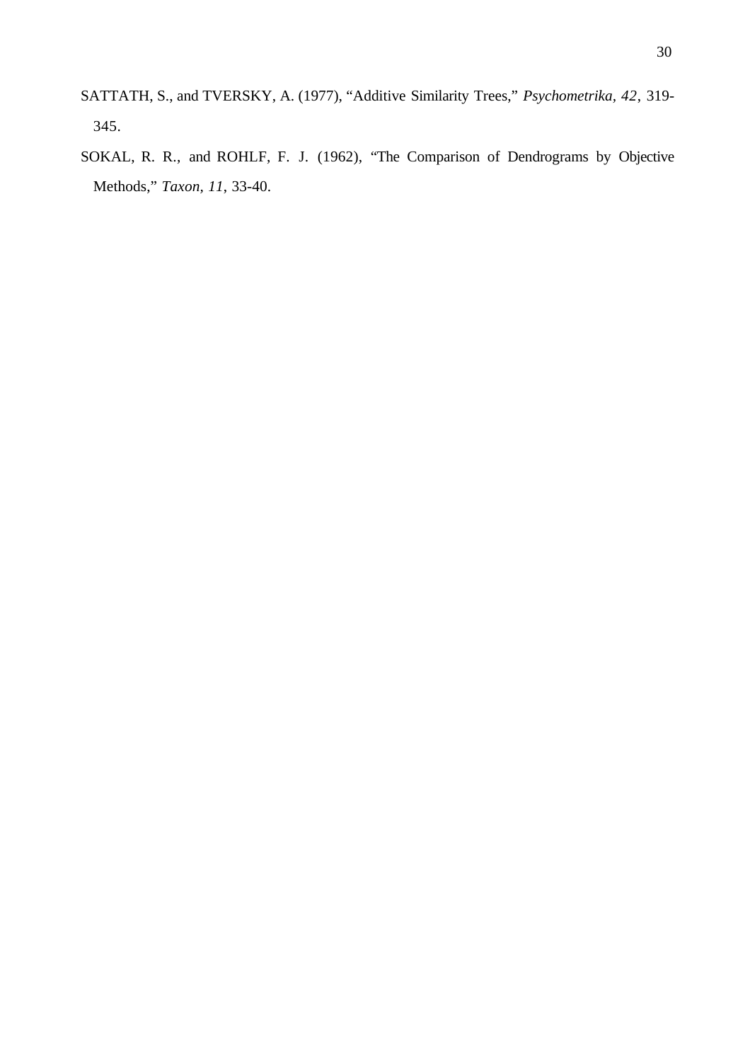SATTATH, S., and TVERSKY, A. (1977), "Additive Similarity Trees," *Psychometrika, 42*, 319-345.

SOKAL, R. R., and ROHLF, F. J. (1962), "The Comparison of Dendrograms by Objective Methods," *Taxon, 11*, 33-40.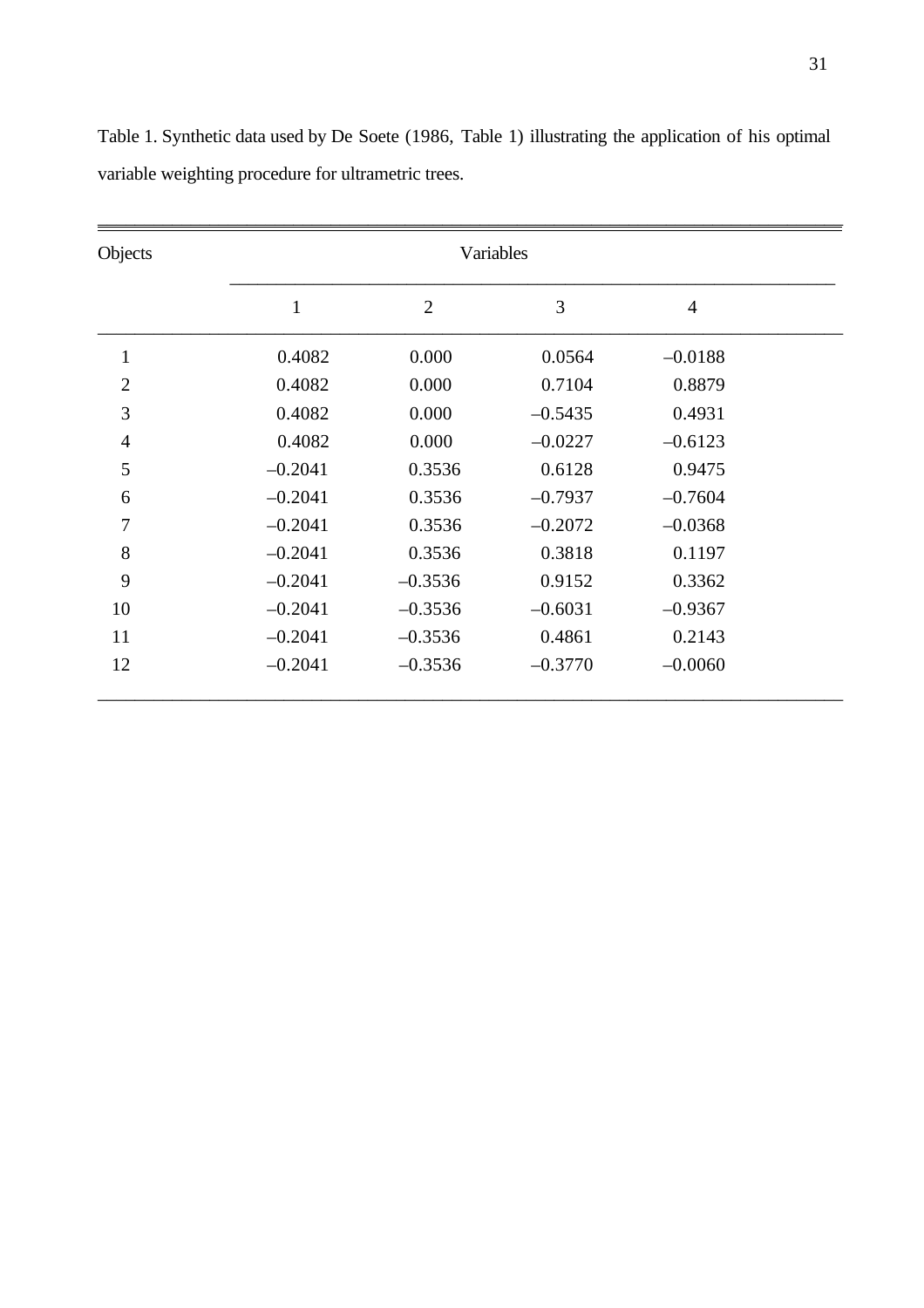Table 1. Synthetic data used by De Soete (1986, Table 1) illustrating the application of his optimal variable weighting procedure for ultrametric trees.

| Objects | Variables | | | |
|---|---|---|---|---|
| | 1 | 2 | 3 | 4 |
| 1 | 0.4082 | 0.000 | 0.0564 | –0.0188 |
| 2 | 0.4082 | 0.000 | 0.7104 | 0.8879 |
| 3 | 0.4082 | 0.000 | –0.5435 | 0.4931 |
| 4 | 0.4082 | 0.000 | –0.0227 | –0.6123 |
| 5 | –0.2041 | 0.3536 | 0.6128 | 0.9475 |
| 6 | –0.2041 | 0.3536 | –0.7937 | –0.7604 |
| 7 | –0.2041 | 0.3536 | –0.2072 | –0.0368 |
| 8 | –0.2041 | 0.3536 | 0.3818 | 0.1197 |
| 9 | –0.2041 | –0.3536 | 0.9152 | 0.3362 |
| 10 | –0.2041 | –0.3536 | –0.6031 | –0.9367 |
| 11 | –0.2041 | –0.3536 | 0.4861 | 0.2143 |
| 12 | –0.2041 | –0.3536 | –0.3770 | –0.0060 |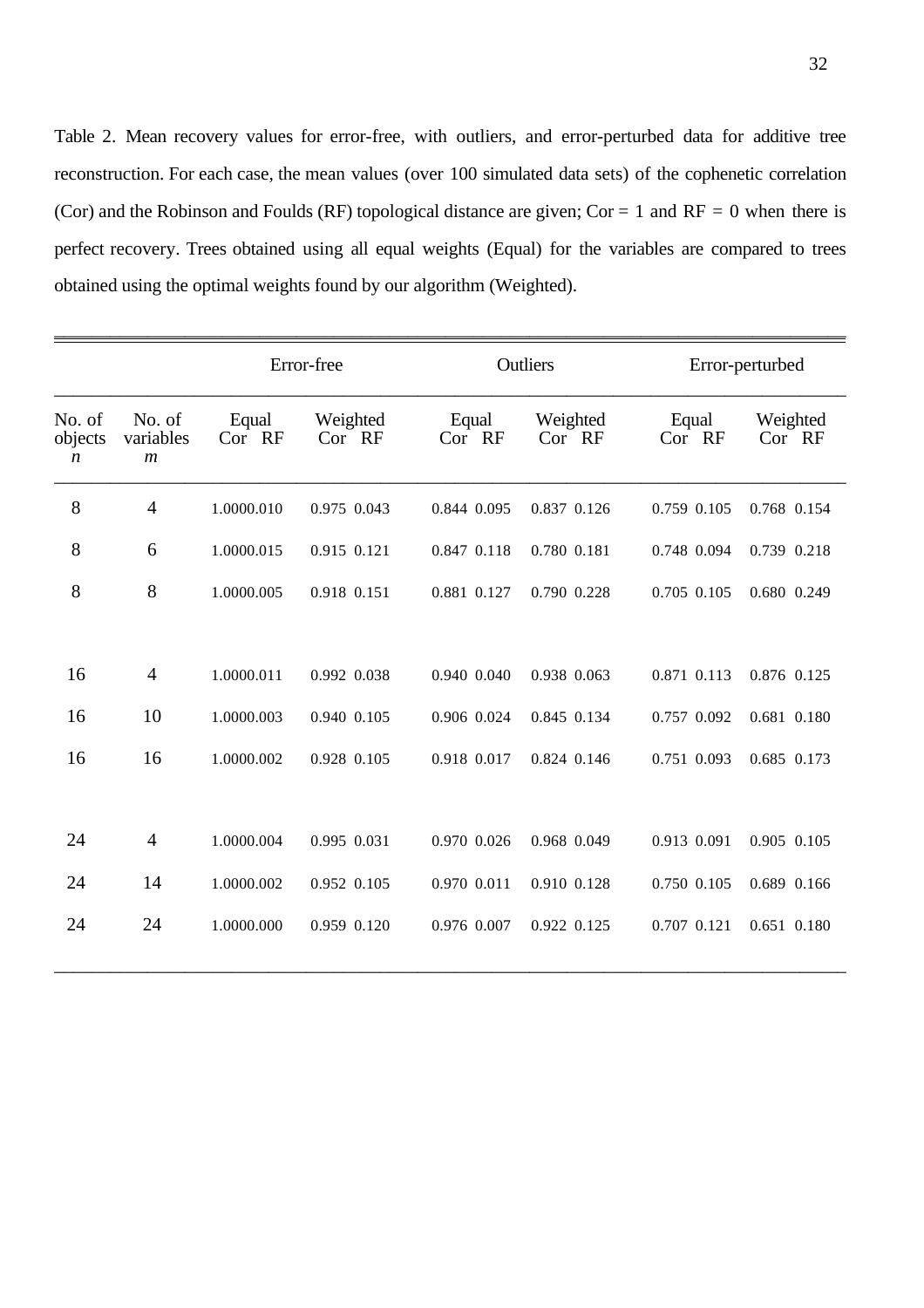Table 2. Mean recovery values for error-free, with outliers, and error-perturbed data for additive tree reconstruction. For each case, the mean values (over 100 simulated data sets) of the cophenetic correlation (Cor) and the Robinson and Foulds (RF) topological distance are given; Cor = 1 and RF = 0 when there is perfect recovery. Trees obtained using all equal weights (Equal) for the variables are compared to trees obtained using the optimal weights found by our algorithm (Weighted).

| | | Error-free | | | | Outliers | | | | Error-perturbed | | | |
|---|---|---|---|---|---|---|---|---|---|---|---|---|---|
| No. of objects *n* | No. of variables *m* | Equal Cor | Equal RF | Weighted Cor | Weighted RF | Equal Cor | Equal RF | Weighted Cor | Weighted RF | Equal Cor | Equal RF | Weighted Cor | Weighted RF |
| 8 | 4 | 1.000 | 0.010 | 0.975 | 0.043 | 0.844 | 0.095 | 0.837 | 0.126 | 0.759 | 0.105 | 0.768 | 0.154 |
| 8 | 6 | 1.000 | 0.015 | 0.915 | 0.121 | 0.847 | 0.118 | 0.780 | 0.181 | 0.748 | 0.094 | 0.739 | 0.218 |
| 8 | 8 | 1.000 | 0.005 | 0.918 | 0.151 | 0.881 | 0.127 | 0.790 | 0.228 | 0.705 | 0.105 | 0.680 | 0.249 |
| 16 | 4 | 1.000 | 0.011 | 0.992 | 0.038 | 0.940 | 0.040 | 0.938 | 0.063 | 0.871 | 0.113 | 0.876 | 0.125 |
| 16 | 10 | 1.000 | 0.003 | 0.940 | 0.105 | 0.906 | 0.024 | 0.845 | 0.134 | 0.757 | 0.092 | 0.681 | 0.180 |
| 16 | 16 | 1.000 | 0.002 | 0.928 | 0.105 | 0.918 | 0.017 | 0.824 | 0.146 | 0.751 | 0.093 | 0.685 | 0.173 |
| 24 | 4 | 1.000 | 0.004 | 0.995 | 0.031 | 0.970 | 0.026 | 0.968 | 0.049 | 0.913 | 0.091 | 0.905 | 0.105 |
| 24 | 14 | 1.000 | 0.002 | 0.952 | 0.105 | 0.970 | 0.011 | 0.910 | 0.128 | 0.750 | 0.105 | 0.689 | 0.166 |
| 24 | 24 | 1.000 | 0.000 | 0.959 | 0.120 | 0.976 | 0.007 | 0.922 | 0.125 | 0.707 | 0.121 | 0.651 | 0.180 |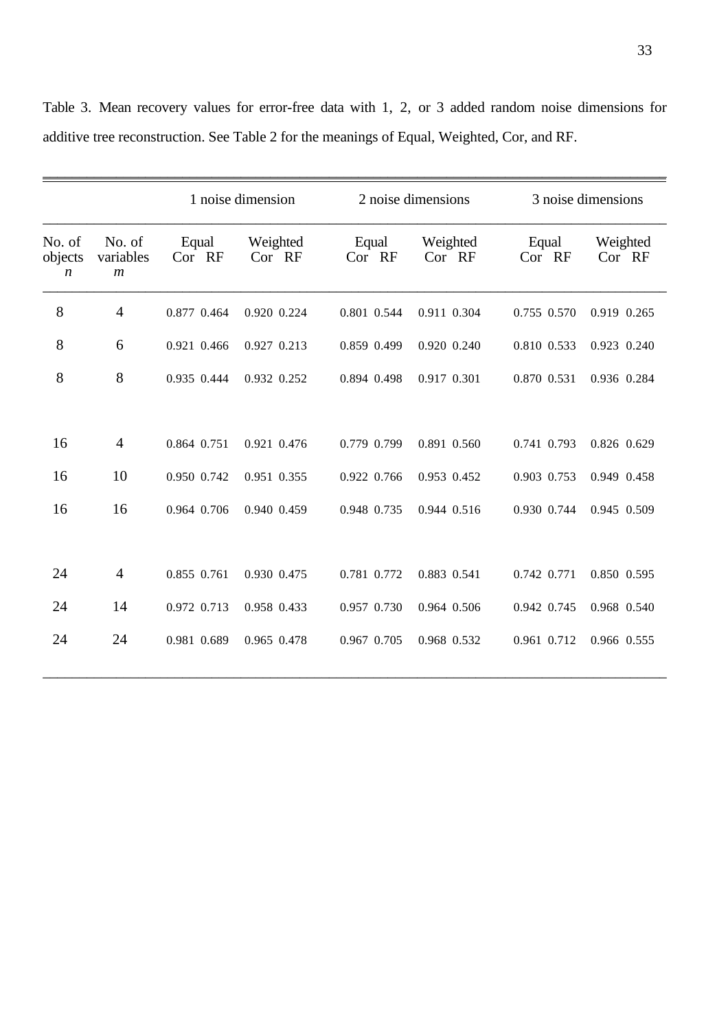Table 3. Mean recovery values for error-free data with 1, 2, or 3 added random noise dimensions for additive tree reconstruction. See Table 2 for the meanings of Equal, Weighted, Cor, and RF.

| | | 1 noise dimension | | | | 2 noise dimensions | | | | 3 noise dimensions | | | |
|---|---|---|---|---|---|---|---|---|---|---|---|---|---|
| No. of objects $n$ | No. of variables $m$ | Equal | | Weighted | | Equal | | Weighted | | Equal | | Weighted | |
| | | Cor | RF | Cor | RF | Cor | RF | Cor | RF | Cor | RF | Cor | RF |
| 8 | 4 | 0.877 | 0.464 | 0.920 | 0.224 | 0.801 | 0.544 | 0.911 | 0.304 | 0.755 | 0.570 | 0.919 | 0.265 |
| 8 | 6 | 0.921 | 0.466 | 0.927 | 0.213 | 0.859 | 0.499 | 0.920 | 0.240 | 0.810 | 0.533 | 0.923 | 0.240 |
| 8 | 8 | 0.935 | 0.444 | 0.932 | 0.252 | 0.894 | 0.498 | 0.917 | 0.301 | 0.870 | 0.531 | 0.936 | 0.284 |
| 16 | 4 | 0.864 | 0.751 | 0.921 | 0.476 | 0.779 | 0.799 | 0.891 | 0.560 | 0.741 | 0.793 | 0.826 | 0.629 |
| 16 | 10 | 0.950 | 0.742 | 0.951 | 0.355 | 0.922 | 0.766 | 0.953 | 0.452 | 0.903 | 0.753 | 0.949 | 0.458 |
| 16 | 16 | 0.964 | 0.706 | 0.940 | 0.459 | 0.948 | 0.735 | 0.944 | 0.516 | 0.930 | 0.744 | 0.945 | 0.509 |
| 24 | 4 | 0.855 | 0.761 | 0.930 | 0.475 | 0.781 | 0.772 | 0.883 | 0.541 | 0.742 | 0.771 | 0.850 | 0.595 |
| 24 | 14 | 0.972 | 0.713 | 0.958 | 0.433 | 0.957 | 0.730 | 0.964 | 0.506 | 0.942 | 0.745 | 0.968 | 0.540 |
| 24 | 24 | 0.981 | 0.689 | 0.965 | 0.478 | 0.967 | 0.705 | 0.968 | 0.532 | 0.961 | 0.712 | 0.966 | 0.555 |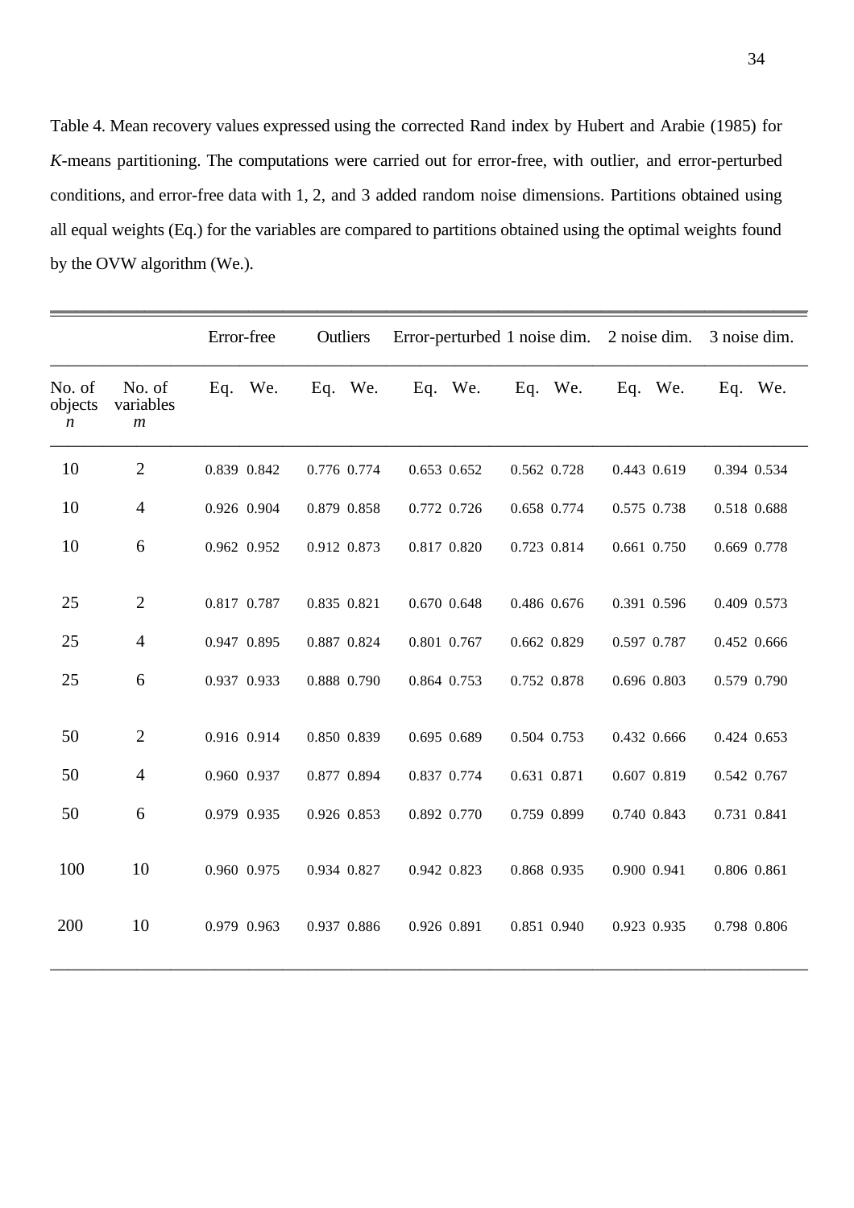Table 4. Mean recovery values expressed using the corrected Rand index by Hubert and Arabie (1985) for *K*-means partitioning. The computations were carried out for error-free, with outlier, and error-perturbed conditions, and error-free data with 1, 2, and 3 added random noise dimensions. Partitions obtained using all equal weights (Eq.) for the variables are compared to partitions obtained using the optimal weights found by the OVW algorithm (We.).

| | | Error-free | | Outliers | | Error-perturbed | | 1 noise dim. | | 2 noise dim. | | 3 noise dim. | |
|---|---|---|---|---|---|---|---|---|---|---|---|---|---|
| No. of objects $n$ | No. of variables $m$ | Eq. | We. | Eq. | We. | Eq. | We. | Eq. | We. | Eq. | We. | Eq. | We. |
| 10 | 2 | 0.839 | 0.842 | 0.776 | 0.774 | 0.653 | 0.652 | 0.562 | 0.728 | 0.443 | 0.619 | 0.394 | 0.534 |
| 10 | 4 | 0.926 | 0.904 | 0.879 | 0.858 | 0.772 | 0.726 | 0.658 | 0.774 | 0.575 | 0.738 | 0.518 | 0.688 |
| 10 | 6 | 0.962 | 0.952 | 0.912 | 0.873 | 0.817 | 0.820 | 0.723 | 0.814 | 0.661 | 0.750 | 0.669 | 0.778 |
| 25 | 2 | 0.817 | 0.787 | 0.835 | 0.821 | 0.670 | 0.648 | 0.486 | 0.676 | 0.391 | 0.596 | 0.409 | 0.573 |
| 25 | 4 | 0.947 | 0.895 | 0.887 | 0.824 | 0.801 | 0.767 | 0.662 | 0.829 | 0.597 | 0.787 | 0.452 | 0.666 |
| 25 | 6 | 0.937 | 0.933 | 0.888 | 0.790 | 0.864 | 0.753 | 0.752 | 0.878 | 0.696 | 0.803 | 0.579 | 0.790 |
| 50 | 2 | 0.916 | 0.914 | 0.850 | 0.839 | 0.695 | 0.689 | 0.504 | 0.753 | 0.432 | 0.666 | 0.424 | 0.653 |
| 50 | 4 | 0.960 | 0.937 | 0.877 | 0.894 | 0.837 | 0.774 | 0.631 | 0.871 | 0.607 | 0.819 | 0.542 | 0.767 |
| 50 | 6 | 0.979 | 0.935 | 0.926 | 0.853 | 0.892 | 0.770 | 0.759 | 0.899 | 0.740 | 0.843 | 0.731 | 0.841 |
| 100 | 10 | 0.960 | 0.975 | 0.934 | 0.827 | 0.942 | 0.823 | 0.868 | 0.935 | 0.900 | 0.941 | 0.806 | 0.861 |
| 200 | 10 | 0.979 | 0.963 | 0.937 | 0.886 | 0.926 | 0.891 | 0.851 | 0.940 | 0.923 | 0.935 | 0.798 | 0.806 |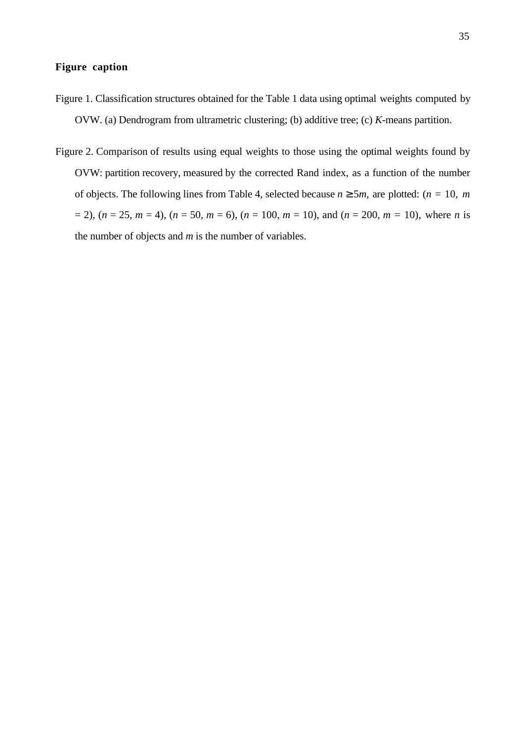**Figure caption**

Figure 1. Classification structures obtained for the Table 1 data using optimal weights computed by OVW. (a) Dendrogram from ultrametric clustering; (b) additive tree; (c) *K*-means partition.

Figure 2. Comparison of results using equal weights to those using the optimal weights found by OVW: partition recovery, measured by the corrected Rand index, as a function of the number of objects. The following lines from Table 4, selected because $n \geq 5m$, are plotted: ($n$ = 10, $m$ = 2), ($n$ = 25, $m$ = 4), ($n$ = 50, $m$ = 6), ($n$ = 100, $m$ = 10), and ($n$ = 200, $m$ = 10), where $n$ is the number of objects and $m$ is the number of variables.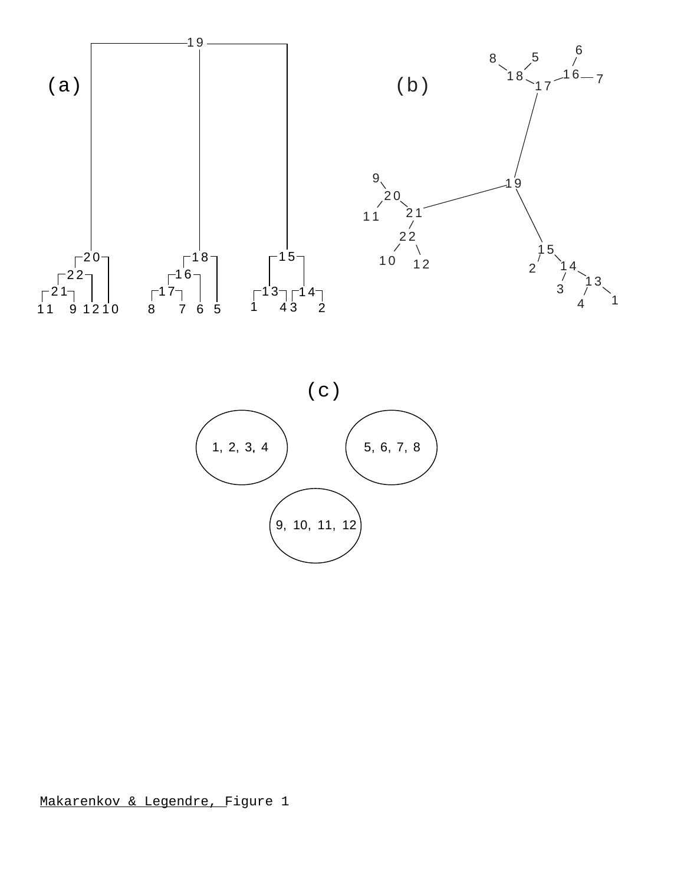(a)

(b)

(c)

1, 2, 3, 4

5, 6, 7, 8

9, 10, 11, 12

Makarenkov & Legendre, Figure 1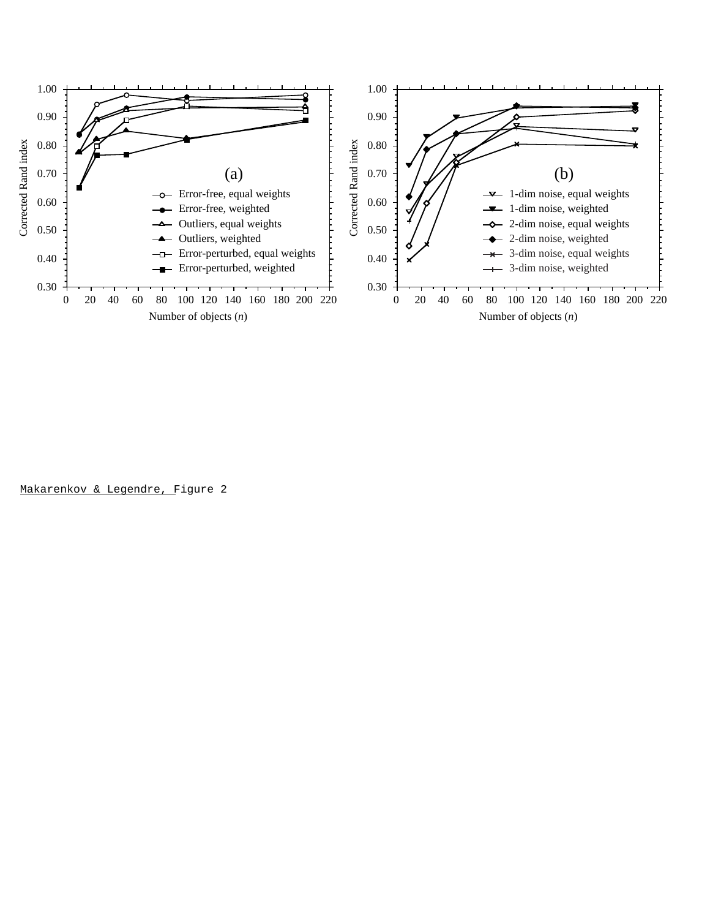1.00
0.90
0.80
0.70
0.60
0.50
0.40
0.30

Corrected Rand index

(a)

Error-free, equal weights
Error-free, weighted
Outliers, equal weights
Outliers, weighted
Error-perturbed, equal weights
Error-perturbed, weighted

0 20 40 60 80 100 120 140 160 180 200 220

Number of objects (*n*)

1.00
0.90
0.80
0.70
0.60
0.50
0.40
0.30

Corrected Rand index

(b)

1-dim noise, equal weights
1-dim noise, weighted
2-dim noise, equal weights
2-dim noise, weighted
3-dim noise, equal weights
3-dim noise, weighted

0 20 40 60 80 100 120 140 160 180 200 220

Number of objects (*n*)

Makarenkov & Legendre, Figure 2